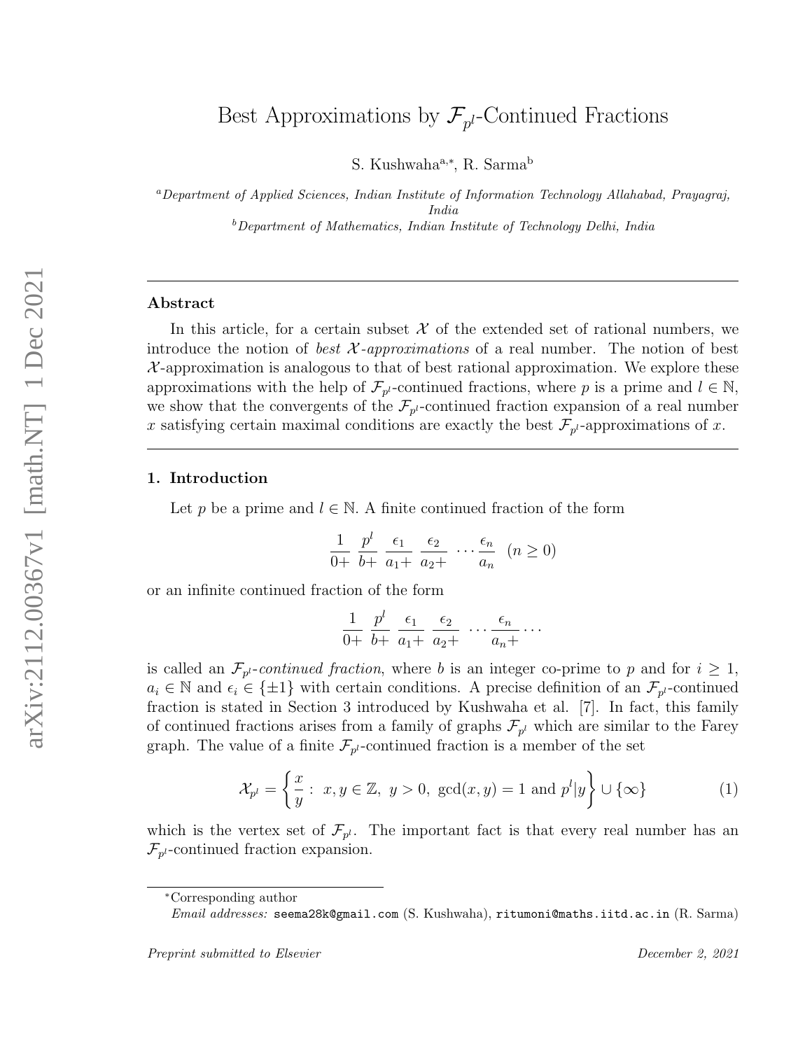# Best Approximations by $\mathcal{F}_{p^l}$-Continued Fractions

S. Kushwaha[a,*], R. Sarma[b]

[a] *Department of Applied Sciences, Indian Institute of Information Technology Allahabad, Prayagraj, India*

[b] *Department of Mathematics, Indian Institute of Technology Delhi, India*

---

## Abstract

In this article, for a certain subset $\mathcal{X}$ of the extended set of rational numbers, we introduce the notion of *best $\mathcal{X}$-approximations* of a real number. The notion of best $\mathcal{X}$-approximation is analogous to that of best rational approximation. We explore these approximations with the help of $\mathcal{F}_{p^l}$-continued fractions, where $p$ is a prime and $l \in \mathbb{N}$, we show that the convergents of the $\mathcal{F}_{p^l}$-continued fraction expansion of a real number $x$ satisfying certain maximal conditions are exactly the best $\mathcal{F}_{p^l}$-approximations of $x$.

---

## 1. Introduction

Let $p$ be a prime and $l \in \mathbb{N}$. A finite continued fraction of the form

$$\frac{1}{0+}\ \frac{p^l}{b+}\ \frac{\epsilon_1}{a_1+}\ \frac{\epsilon_2}{a_2+}\ \cdots \frac{\epsilon_n}{a_n}\ \ (n \geq 0)$$

or an infinite continued fraction of the form

$$\frac{1}{0+}\ \frac{p^l}{b+}\ \frac{\epsilon_1}{a_1+}\ \frac{\epsilon_2}{a_2+}\ \cdots \frac{\epsilon_n}{a_n+}\cdots$$

is called an $\mathcal{F}_{p^l}$*-continued fraction*, where $b$ is an integer co-prime to $p$ and for $i \geq 1$, $a_i \in \mathbb{N}$ and $\epsilon_i \in \{\pm 1\}$ with certain conditions. A precise definition of an $\mathcal{F}_{p^l}$-continued fraction is stated in Section 3 introduced by Kushwaha et al. [7]. In fact, this family of continued fractions arises from a family of graphs $\mathcal{F}_{p^l}$ which are similar to the Farey graph. The value of a finite $\mathcal{F}_{p^l}$-continued fraction is a member of the set

$$\mathcal{X}_{p^l} = \left\{ \frac{x}{y} :\ x, y \in \mathbb{Z},\ y > 0,\ \gcd(x, y) = 1 \text{ and } p^l | y \right\} \cup \{\infty\} \tag{1}$$

which is the vertex set of $\mathcal{F}_{p^l}$. The important fact is that every real number has an $\mathcal{F}_{p^l}$-continued fraction expansion.

---

*Corresponding author

*Email addresses:* seema28k@gmail.com (S. Kushwaha), ritumoni@maths.iitd.ac.in (R. Sarma)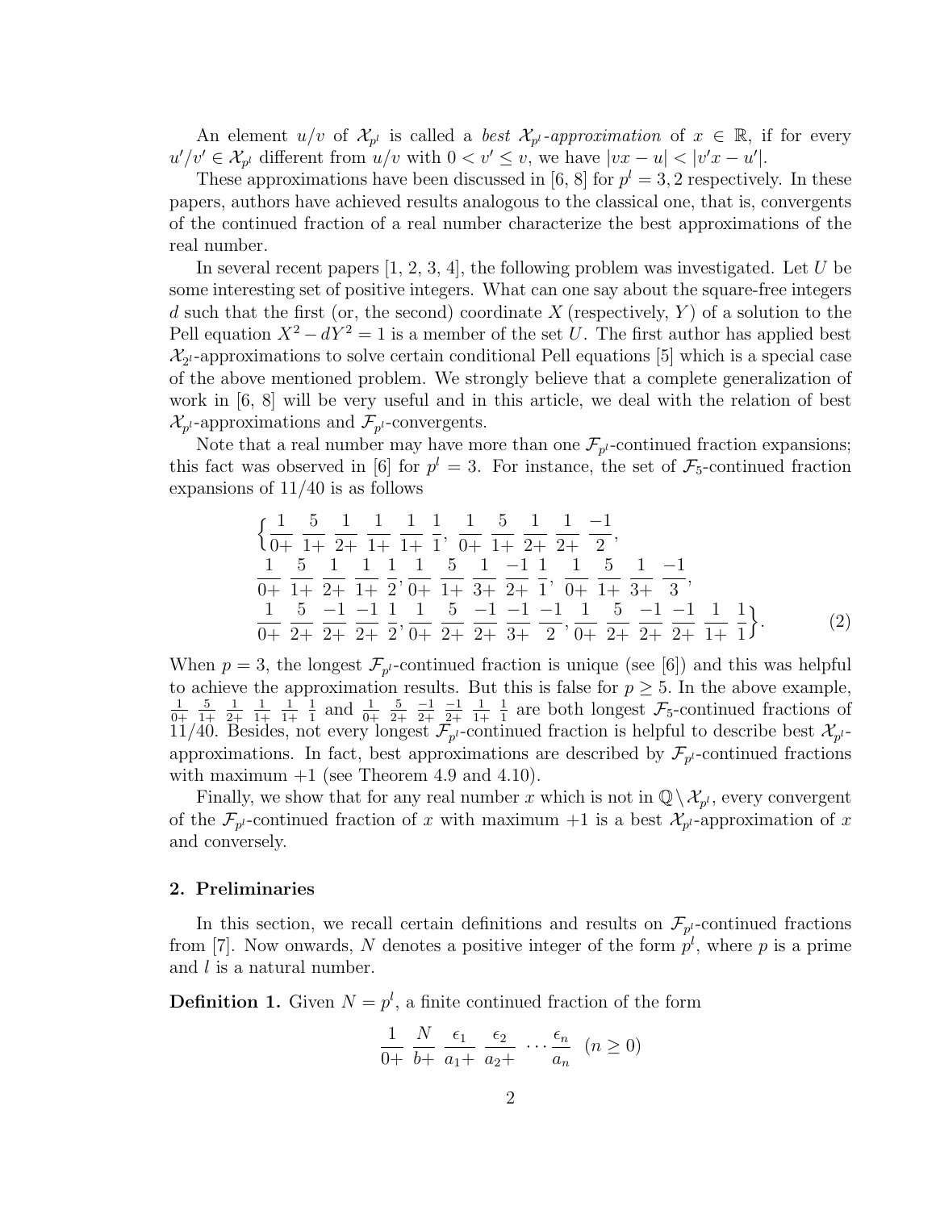An element $u/v$ of $\mathcal{X}_{p^l}$ is called a *best $\mathcal{X}_{p^l}$-approximation* of $x \in \mathbb{R}$, if for every $u'/v' \in \mathcal{X}_{p^l}$ different from $u/v$ with $0 < v' \leq v$, we have $|vx - u| < |v'x - u'|$.

These approximations have been discussed in [6, 8] for $p^l = 3, 2$ respectively. In these papers, authors have achieved results analogous to the classical one, that is, convergents of the continued fraction of a real number characterize the best approximations of the real number.

In several recent papers [1, 2, 3, 4], the following problem was investigated. Let $U$ be some interesting set of positive integers. What can one say about the square-free integers $d$ such that the first (or, the second) coordinate $X$ (respectively, $Y$) of a solution to the Pell equation $X^2 - dY^2 = 1$ is a member of the set $U$. The first author has applied best $\mathcal{X}_{2^l}$-approximations to solve certain conditional Pell equations [5] which is a special case of the above mentioned problem. We strongly believe that a complete generalization of work in [6, 8] will be very useful and in this article, we deal with the relation of best $\mathcal{X}_{p^l}$-approximations and $\mathcal{F}_{p^l}$-convergents.

Note that a real number may have more than one $\mathcal{F}_{p^l}$-continued fraction expansions; this fact was observed in [6] for $p^l = 3$. For instance, the set of $\mathcal{F}_5$-continued fraction expansions of $11/40$ is as follows

$$\Big\{\frac{1}{0+}\ \frac{5}{1+}\ \frac{1}{2+}\ \frac{1}{1+}\ \frac{1}{1+}\ \frac{1}{1},\ \frac{1}{0+}\ \frac{5}{1+}\ \frac{1}{2+}\ \frac{1}{2+}\ \frac{-1}{2},$$
$$\frac{1}{0+}\ \frac{5}{1+}\ \frac{1}{2+}\ \frac{1}{1+}\ \frac{1}{2},\ \frac{1}{0+}\ \frac{5}{1+}\ \frac{1}{3+}\ \frac{-1}{2+}\ \frac{1}{1},\ \frac{1}{0+}\ \frac{5}{1+}\ \frac{1}{3+}\ \frac{-1}{3},$$
$$\frac{1}{0+}\ \frac{5}{2+}\ \frac{-1}{2+}\ \frac{-1}{2+}\ \frac{1}{2},\ \frac{1}{0+}\ \frac{5}{2+}\ \frac{-1}{2+}\ \frac{-1}{3+}\ \frac{-1}{2},\ \frac{1}{0+}\ \frac{5}{2+}\ \frac{-1}{2+}\ \frac{-1}{2+}\ \frac{1}{1+}\ \frac{1}{1}\Big\}. \tag{2}$$

When $p = 3$, the longest $\mathcal{F}_{p^l}$-continued fraction is unique (see [6]) and this was helpful to achieve the approximation results. But this is false for $p \geq 5$. In the above example, $\frac{1}{0+}\ \frac{5}{1+}\ \frac{1}{2+}\ \frac{1}{1+}\ \frac{1}{1+}\ \frac{1}{1}$ and $\frac{1}{0+}\ \frac{5}{2+}\ \frac{-1}{2+}\ \frac{-1}{2+}\ \frac{1}{1+}\ \frac{1}{1}$ are both longest $\mathcal{F}_5$-continued fractions of $11/40$. Besides, not every longest $\mathcal{F}_{p^l}$-continued fraction is helpful to describe best $\mathcal{X}_{p^l}$-approximations. In fact, best approximations are described by $\mathcal{F}_{p^l}$-continued fractions with maximum $+1$ (see Theorem 4.9 and 4.10).

Finally, we show that for any real number $x$ which is not in $\mathbb{Q} \setminus \mathcal{X}_{p^l}$, every convergent of the $\mathcal{F}_{p^l}$-continued fraction of $x$ with maximum $+1$ is a best $\mathcal{X}_{p^l}$-approximation of $x$ and conversely.

## 2. Preliminaries

In this section, we recall certain definitions and results on $\mathcal{F}_{p^l}$-continued fractions from [7]. Now onwards, $N$ denotes a positive integer of the form $p^l$, where $p$ is a prime and $l$ is a natural number.

**Definition 1.** Given $N = p^l$, a finite continued fraction of the form

$$\frac{1}{0+}\ \frac{N}{b+}\ \frac{\epsilon_1}{a_1+}\ \frac{\epsilon_2}{a_2+}\ \cdots \frac{\epsilon_n}{a_n}\ \ (n \geq 0)$$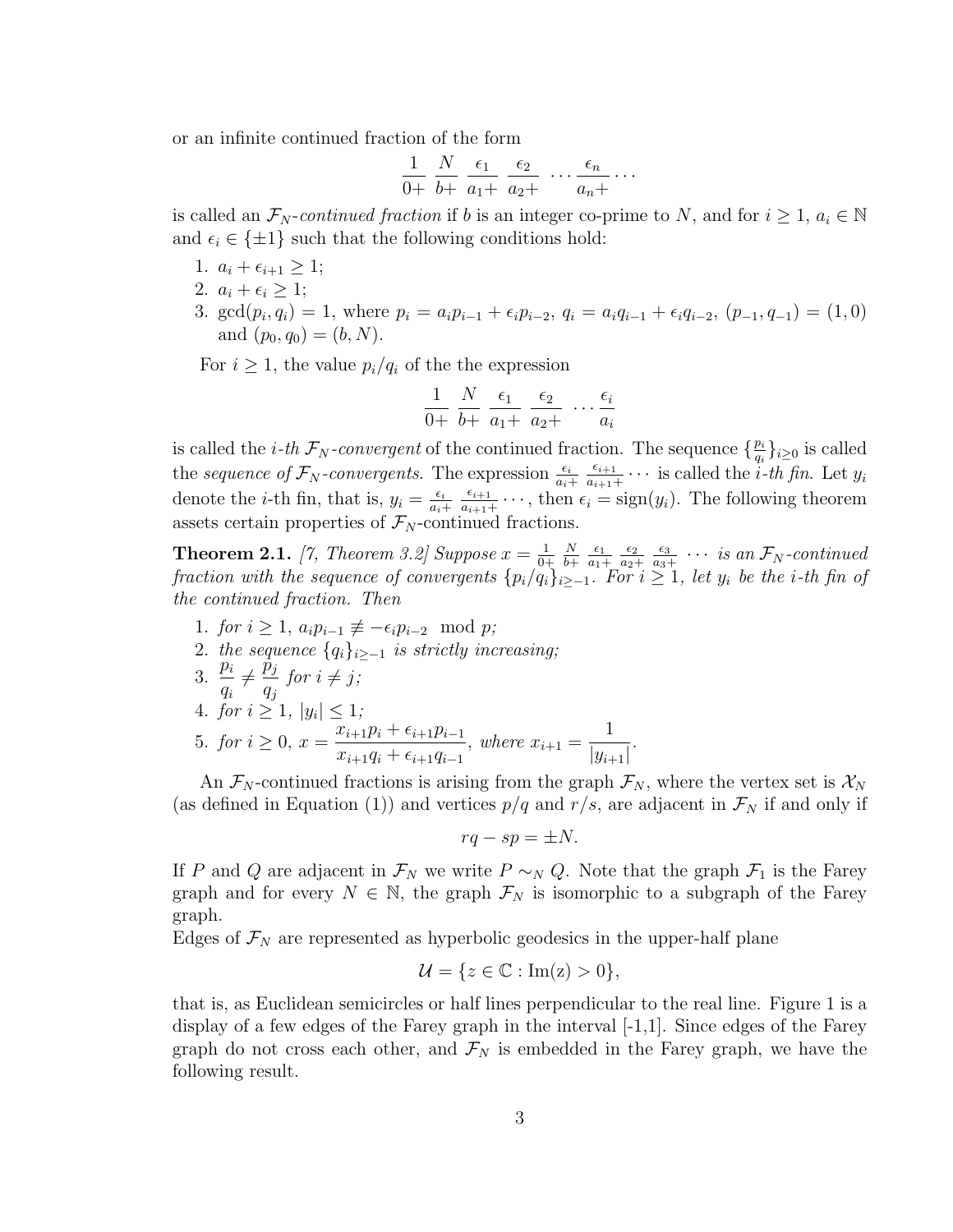or an infinite continued fraction of the form

$$\frac{1}{0+}\ \frac{N}{b+}\ \frac{\epsilon_1}{a_1+}\ \frac{\epsilon_2}{a_2+}\ \cdots \frac{\epsilon_n}{a_n+}\cdots$$

is called an $\mathcal{F}_N$*-continued fraction* if $b$ is an integer co-prime to $N$, and for $i \geq 1$, $a_i \in \mathbb{N}$ and $\epsilon_i \in \{\pm 1\}$ such that the following conditions hold:

1. $a_i + \epsilon_{i+1} \geq 1$;
2. $a_i + \epsilon_i \geq 1$;
3. $\gcd(p_i, q_i) = 1$, where $p_i = a_i p_{i-1} + \epsilon_i p_{i-2}$, $q_i = a_i q_{i-1} + \epsilon_i q_{i-2}$, $(p_{-1}, q_{-1}) = (1, 0)$ and $(p_0, q_0) = (b, N)$.

For $i \geq 1$, the value $p_i/q_i$ of the the expression

$$\frac{1}{0+}\ \frac{N}{b+}\ \frac{\epsilon_1}{a_1+}\ \frac{\epsilon_2}{a_2+}\ \cdots \frac{\epsilon_i}{a_i}$$

is called the *i-th* $\mathcal{F}_N$*-convergent* of the continued fraction. The sequence $\{\frac{p_i}{q_i}\}_{i\geq 0}$ is called the *sequence of* $\mathcal{F}_N$*-convergents*. The expression $\frac{\epsilon_i}{a_i+}\ \frac{\epsilon_{i+1}}{a_{i+1}+}\cdots$ is called the *i-th fin*. Let $y_i$ denote the $i$-th fin, that is, $y_i = \frac{\epsilon_i}{a_i+}\ \frac{\epsilon_{i+1}}{a_{i+1}+}\cdots$, then $\epsilon_i = \text{sign}(y_i)$. The following theorem assets certain properties of $\mathcal{F}_N$-continued fractions.

**Theorem 2.1.** *[7, Theorem 3.2] Suppose* $x = \frac{1}{0+}\ \frac{N}{b+}\ \frac{\epsilon_1}{a_1+}\ \frac{\epsilon_2}{a_2+}\ \frac{\epsilon_3}{a_3+}\ \cdots$ *is an* $\mathcal{F}_N$*-continued fraction with the sequence of convergents* $\{p_i/q_i\}_{i\geq -1}$*. For* $i \geq 1$*, let* $y_i$ *be the i-th fin of the continued fraction. Then*

1. *for* $i \geq 1$, $a_i p_{i-1} \not\equiv -\epsilon_i p_{i-2} \mod p$;
2. *the sequence* $\{q_i\}_{i\geq -1}$ *is strictly increasing;*
3. $\dfrac{p_i}{q_i} \neq \dfrac{p_j}{q_j}$ *for* $i \neq j$;
4. *for* $i \geq 1$, $|y_i| \leq 1$;
5. *for* $i \geq 0$, $x = \dfrac{x_{i+1}p_i + \epsilon_{i+1}p_{i-1}}{x_{i+1}q_i + \epsilon_{i+1}q_{i-1}}$, *where* $x_{i+1} = \dfrac{1}{|y_{i+1}|}$.

An $\mathcal{F}_N$-continued fractions is arising from the graph $\mathcal{F}_N$, where the vertex set is $\mathcal{X}_N$ (as defined in Equation (1)) and vertices $p/q$ and $r/s$, are adjacent in $\mathcal{F}_N$ if and only if

$$rq - sp = \pm N.$$

If $P$ and $Q$ are adjacent in $\mathcal{F}_N$ we write $P \sim_N Q$. Note that the graph $\mathcal{F}_1$ is the Farey graph and for every $N \in \mathbb{N}$, the graph $\mathcal{F}_N$ is isomorphic to a subgraph of the Farey graph.
Edges of $\mathcal{F}_N$ are represented as hyperbolic geodesics in the upper-half plane

$$\mathcal{U} = \{z \in \mathbb{C} : \text{Im(z)} > 0\},$$

that is, as Euclidean semicircles or half lines perpendicular to the real line. Figure 1 is a display of a few edges of the Farey graph in the interval [-1,1]. Since edges of the Farey graph do not cross each other, and $\mathcal{F}_N$ is embedded in the Farey graph, we have the following result.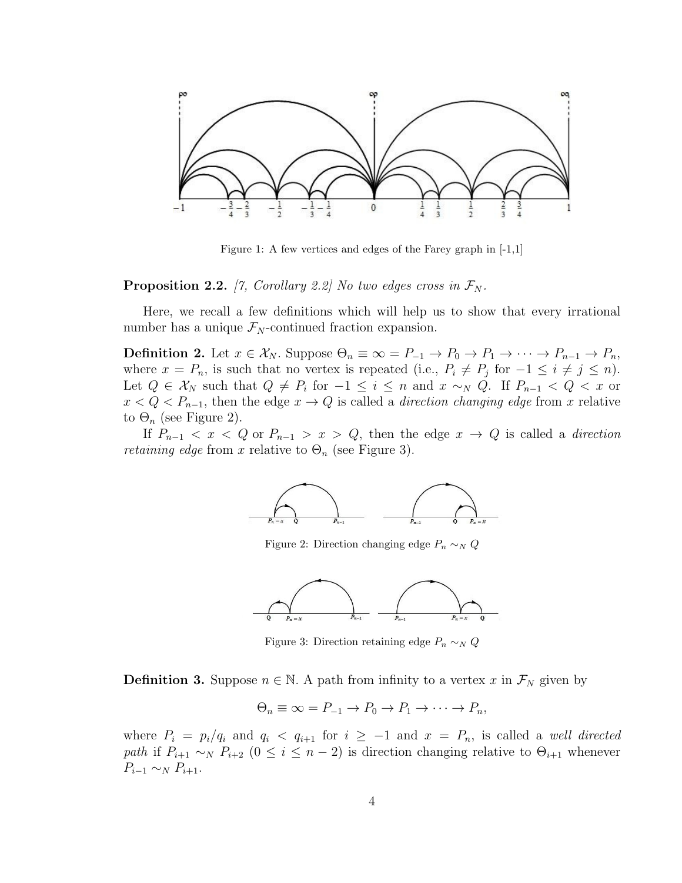Figure 1: A few vertices and edges of the Farey graph in [-1,1]

**Proposition 2.2.** *[7, Corollary 2.2] No two edges cross in $\mathcal{F}_N$.*

Here, we recall a few definitions which will help us to show that every irrational number has a unique $\mathcal{F}_N$-continued fraction expansion.

**Definition 2.** Let $x \in \mathcal{X}_N$. Suppose $\Theta_n \equiv \infty = P_{-1} \to P_0 \to P_1 \to \cdots \to P_{n-1} \to P_n$, where $x = P_n$, is such that no vertex is repeated (i.e., $P_i \neq P_j$ for $-1 \leq i \neq j \leq n$). Let $Q \in \mathcal{X}_N$ such that $Q \neq P_i$ for $-1 \leq i \leq n$ and $x \sim_N Q$. If $P_{n-1} < Q < x$ or $x < Q < P_{n-1}$, then the edge $x \to Q$ is called a *direction changing edge* from $x$ relative to $\Theta_n$ (see Figure 2).

If $P_{n-1} < x < Q$ or $P_{n-1} > x > Q$, then the edge $x \to Q$ is called a *direction retaining edge* from $x$ relative to $\Theta_n$ (see Figure 3).

Figure 2: Direction changing edge $P_n \sim_N Q$

Figure 3: Direction retaining edge $P_n \sim_N Q$

**Definition 3.** Suppose $n \in \mathbb{N}$. A path from infinity to a vertex $x$ in $\mathcal{F}_N$ given by

$$\Theta_n \equiv \infty = P_{-1} \to P_0 \to P_1 \to \cdots \to P_n,$$

where $P_i = p_i/q_i$ and $q_i < q_{i+1}$ for $i \geq -1$ and $x = P_n$, is called a *well directed path* if $P_{i+1} \sim_N P_{i+2}$ $(0 \leq i \leq n-2)$ is direction changing relative to $\Theta_{i+1}$ whenever $P_{i-1} \sim_N P_{i+1}$.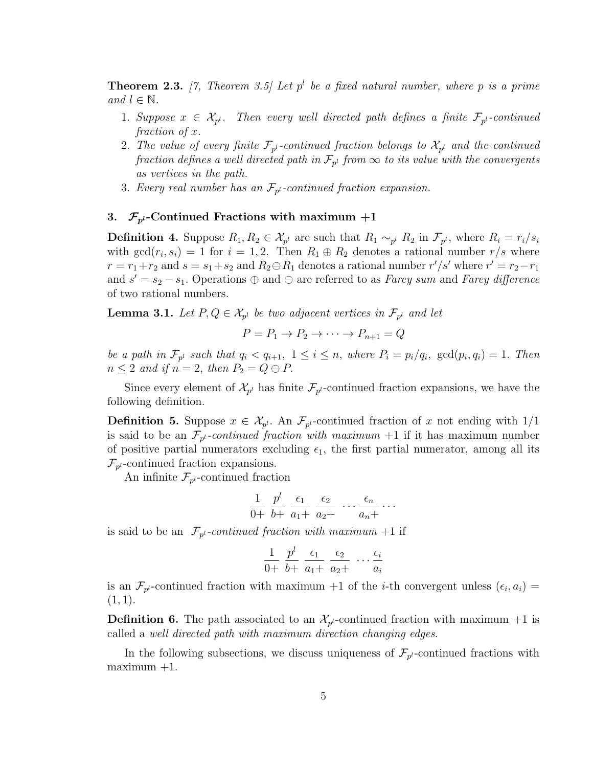**Theorem 2.3.** *[7, Theorem 3.5] Let $p^l$ be a fixed natural number, where $p$ is a prime and $l \in \mathbb{N}$.*

1. *Suppose $x \in \mathcal{X}_{p^l}$. Then every well directed path defines a finite $\mathcal{F}_{p^l}$-continued fraction of $x$.*
2. *The value of every finite $\mathcal{F}_{p^l}$-continued fraction belongs to $\mathcal{X}_{p^l}$ and the continued fraction defines a well directed path in $\mathcal{F}_{p^l}$ from $\infty$ to its value with the convergents as vertices in the path.*
3. *Every real number has an $\mathcal{F}_{p^l}$-continued fraction expansion.*

## 3. $\mathcal{F}_{p^l}$-Continued Fractions with maximum $+1$

**Definition 4.** Suppose $R_1, R_2 \in \mathcal{X}_{p^l}$ are such that $R_1 \sim_{p^l} R_2$ in $\mathcal{F}_{p^l}$, where $R_i = r_i/s_i$ with $\gcd(r_i, s_i) = 1$ for $i = 1, 2$. Then $R_1 \oplus R_2$ denotes a rational number $r/s$ where $r = r_1 + r_2$ and $s = s_1 + s_2$ and $R_2 \ominus R_1$ denotes a rational number $r'/s'$ where $r' = r_2 - r_1$ and $s' = s_2 - s_1$. Operations $\oplus$ and $\ominus$ are referred to as *Farey sum* and *Farey difference* of two rational numbers.

**Lemma 3.1.** *Let $P, Q \in \mathcal{X}_{p^l}$ be two adjacent vertices in $\mathcal{F}_{p^l}$ and let*

$$P = P_1 \to P_2 \to \cdots \to P_{n+1} = Q$$

*be a path in $\mathcal{F}_{p^l}$ such that $q_i < q_{i+1}$, $1 \leq i \leq n$, where $P_i = p_i/q_i$, $\gcd(p_i, q_i) = 1$. Then $n \leq 2$ and if $n = 2$, then $P_2 = Q \ominus P$.*

Since every element of $\mathcal{X}_{p^l}$ has finite $\mathcal{F}_{p^l}$-continued fraction expansions, we have the following definition.

**Definition 5.** Suppose $x \in \mathcal{X}_{p^l}$. An $\mathcal{F}_{p^l}$-continued fraction of $x$ not ending with $1/1$ is said to be an *$\mathcal{F}_{p^l}$-continued fraction with maximum $+1$* if it has maximum number of positive partial numerators excluding $\epsilon_1$, the first partial numerator, among all its $\mathcal{F}_{p^l}$-continued fraction expansions.

An infinite $\mathcal{F}_{p^l}$-continued fraction

$$\frac{1}{0+}\ \frac{p^l}{b+}\ \frac{\epsilon_1}{a_1+}\ \frac{\epsilon_2}{a_2+}\ \cdots \frac{\epsilon_n}{a_n+} \cdots$$

is said to be an *$\mathcal{F}_{p^l}$-continued fraction with maximum $+1$* if

$$\frac{1}{0+}\ \frac{p^l}{b+}\ \frac{\epsilon_1}{a_1+}\ \frac{\epsilon_2}{a_2+}\ \cdots \frac{\epsilon_i}{a_i}$$

is an $\mathcal{F}_{p^l}$-continued fraction with maximum $+1$ of the $i$-th convergent unless $(\epsilon_i, a_i) = (1, 1)$.

**Definition 6.** The path associated to an $\mathcal{X}_{p^l}$-continued fraction with maximum $+1$ is called a *well directed path with maximum direction changing edges*.

In the following subsections, we discuss uniqueness of $\mathcal{F}_{p^l}$-continued fractions with maximum $+1$.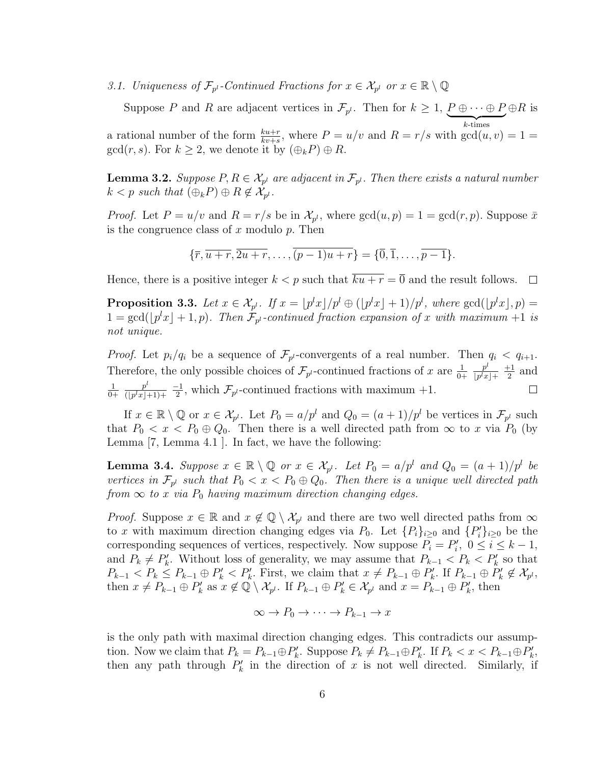*3.1. Uniqueness of $\mathcal{F}_{p^l}$-Continued Fractions for $x \in \mathcal{X}_{p^l}$ or $x \in \mathbb{R} \setminus \mathbb{Q}$*

Suppose $P$ and $R$ are adjacent vertices in $\mathcal{F}_{p^l}$. Then for $k \geq 1$, $\underbrace{P \oplus \cdots \oplus P}_{k\text{-times}} \oplus R$ is a rational number of the form $\frac{ku+r}{kv+s}$, where $P = u/v$ and $R = r/s$ with $\gcd(u,v) = 1 = \gcd(r,s)$. For $k \geq 2$, we denote it by $(\oplus_k P) \oplus R$.

**Lemma 3.2.** *Suppose $P, R \in \mathcal{X}_{p^l}$ are adjacent in $\mathcal{F}_{p^l}$. Then there exists a natural number $k < p$ such that $(\oplus_k P) \oplus R \notin \mathcal{X}_{p^l}$.*

*Proof.* Let $P = u/v$ and $R = r/s$ be in $\mathcal{X}_{p^l}$, where $\gcd(u,p) = 1 = \gcd(r,p)$. Suppose $\bar{x}$ is the congruence class of $x$ modulo $p$. Then

$$\{\overline{r}, \overline{u+r}, \overline{2u+r}, \ldots, \overline{(p-1)u+r}\} = \{\overline{0}, \overline{1}, \ldots, \overline{p-1}\}.$$

Hence, there is a positive integer $k < p$ such that $\overline{ku+r} = \overline{0}$ and the result follows. $\square$

**Proposition 3.3.** *Let $x \in \mathcal{X}_{p^l}$. If $x = \lfloor p^l x \rfloor / p^l \oplus (\lfloor p^l x \rfloor + 1)/p^l$, where $\gcd(\lfloor p^l x \rfloor, p) = 1 = \gcd(\lfloor p^l x \rfloor + 1, p)$. Then $\mathcal{F}_{p^l}$-continued fraction expansion of $x$ with maximum $+1$ is not unique.*

*Proof.* Let $p_i/q_i$ be a sequence of $\mathcal{F}_{p^l}$-convergents of a real number. Then $q_i < q_{i+1}$. Therefore, the only possible choices of $\mathcal{F}_{p^l}$-continued fractions of $x$ are $\frac{1}{0+}\ \frac{p^l}{\lfloor p^l x \rfloor +}\ \frac{+1}{2}$ and $\frac{1}{0+}\ \frac{p^l}{(\lfloor p^l x \rfloor + 1)+}\ \frac{-1}{2}$, which $\mathcal{F}_{p^l}$-continued fractions with maximum $+1$. $\square$

If $x \in \mathbb{R} \setminus \mathbb{Q}$ or $x \in \mathcal{X}_{p^l}$. Let $P_0 = a/p^l$ and $Q_0 = (a+1)/p^l$ be vertices in $\mathcal{F}_{p^l}$ such that $P_0 < x < P_0 \oplus Q_0$. Then there is a well directed path from $\infty$ to $x$ via $P_0$ (by Lemma [7, Lemma 4.1 ]. In fact, we have the following:

**Lemma 3.4.** *Suppose $x \in \mathbb{R} \setminus \mathbb{Q}$ or $x \in \mathcal{X}_{p^l}$. Let $P_0 = a/p^l$ and $Q_0 = (a+1)/p^l$ be vertices in $\mathcal{F}_{p^l}$ such that $P_0 < x < P_0 \oplus Q_0$. Then there is a unique well directed path from $\infty$ to $x$ via $P_0$ having maximum direction changing edges.*

*Proof.* Suppose $x \in \mathbb{R}$ and $x \notin \mathbb{Q} \setminus \mathcal{X}_{p^l}$ and there are two well directed paths from $\infty$ to $x$ with maximum direction changing edges via $P_0$. Let $\{P_i\}_{i \geq 0}$ and $\{P'_i\}_{i \geq 0}$ be the corresponding sequences of vertices, respectively. Now suppose $P_i = P'_i,\ 0 \leq i \leq k-1$, and $P_k \neq P'_k$. Without loss of generality, we may assume that $P_{k-1} < P_k < P'_k$ so that $P_{k-1} < P_k \leq P_{k-1} \oplus P'_k < P'_k$. First, we claim that $x \neq P_{k-1} \oplus P'_k$. If $P_{k-1} \oplus P'_k \notin \mathcal{X}_{p^l}$, then $x \neq P_{k-1} \oplus P'_k$ as $x \notin \mathbb{Q} \setminus \mathcal{X}_{p^l}$. If $P_{k-1} \oplus P'_k \in \mathcal{X}_{p^l}$ and $x = P_{k-1} \oplus P'_k$, then

$$\infty \to P_0 \to \cdots \to P_{k-1} \to x$$

is the only path with maximal direction changing edges. This contradicts our assumption. Now we claim that $P_k = P_{k-1} \oplus P'_k$. Suppose $P_k \neq P_{k-1} \oplus P'_k$. If $P_k < x < P_{k-1} \oplus P'_k$, then any path through $P'_k$ in the direction of $x$ is not well directed. Similarly, if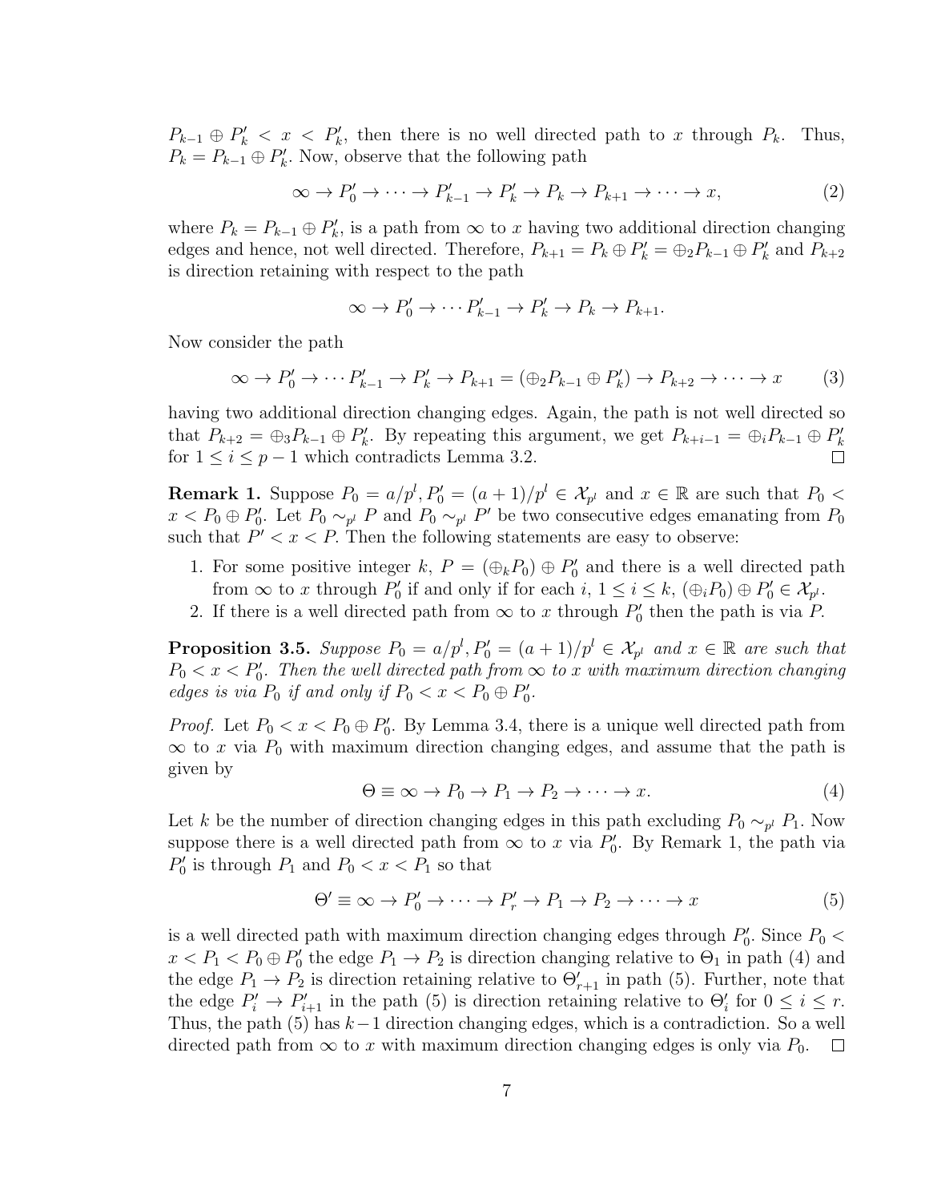$P_{k-1} \oplus P'_k < x < P'_k$, then there is no well directed path to $x$ through $P_k$. Thus, $P_k = P_{k-1} \oplus P'_k$. Now, observe that the following path

$$\infty \to P'_0 \to \cdots \to P'_{k-1} \to P'_k \to P_k \to P_{k+1} \to \cdots \to x, \tag{2}$$

where $P_k = P_{k-1} \oplus P'_k$, is a path from $\infty$ to $x$ having two additional direction changing edges and hence, not well directed. Therefore, $P_{k+1} = P_k \oplus P'_k = \oplus_2 P_{k-1} \oplus P'_k$ and $P_{k+2}$ is direction retaining with respect to the path

$$\infty \to P'_0 \to \cdots P'_{k-1} \to P'_k \to P_k \to P_{k+1}.$$

Now consider the path

$$\infty \to P'_0 \to \cdots P'_{k-1} \to P'_k \to P_{k+1} = (\oplus_2 P_{k-1} \oplus P'_k) \to P_{k+2} \to \cdots \to x \tag{3}$$

having two additional direction changing edges. Again, the path is not well directed so that $P_{k+2} = \oplus_3 P_{k-1} \oplus P'_k$. By repeating this argument, we get $P_{k+i-1} = \oplus_i P_{k-1} \oplus P'_k$ for $1 \leq i \leq p-1$ which contradicts Lemma 3.2. $\square$

**Remark 1.** Suppose $P_0 = a/p^l, P'_0 = (a+1)/p^l \in \mathcal{X}_{p^l}$ and $x \in \mathbb{R}$ are such that $P_0 < x < P_0 \oplus P'_0$. Let $P_0 \sim_{p^l} P$ and $P_0 \sim_{p^l} P'$ be two consecutive edges emanating from $P_0$ such that $P' < x < P$. Then the following statements are easy to observe:

1. For some positive integer $k$, $P = (\oplus_k P_0) \oplus P'_0$ and there is a well directed path from $\infty$ to $x$ through $P'_0$ if and only if for each $i$, $1 \leq i \leq k$, $(\oplus_i P_0) \oplus P'_0 \in \mathcal{X}_{p^l}$.
2. If there is a well directed path from $\infty$ to $x$ through $P'_0$ then the path is via $P$.

**Proposition 3.5.** *Suppose $P_0 = a/p^l, P'_0 = (a+1)/p^l \in \mathcal{X}_{p^l}$ and $x \in \mathbb{R}$ are such that $P_0 < x < P'_0$. Then the well directed path from $\infty$ to $x$ with maximum direction changing edges is via $P_0$ if and only if $P_0 < x < P_0 \oplus P'_0$.*

*Proof.* Let $P_0 < x < P_0 \oplus P'_0$. By Lemma 3.4, there is a unique well directed path from $\infty$ to $x$ via $P_0$ with maximum direction changing edges, and assume that the path is given by

$$\Theta \equiv \infty \to P_0 \to P_1 \to P_2 \to \cdots \to x. \tag{4}$$

Let $k$ be the number of direction changing edges in this path excluding $P_0 \sim_{p^l} P_1$. Now suppose there is a well directed path from $\infty$ to $x$ via $P'_0$. By Remark 1, the path via $P'_0$ is through $P_1$ and $P_0 < x < P_1$ so that

$$\Theta' \equiv \infty \to P'_0 \to \cdots \to P'_r \to P_1 \to P_2 \to \cdots \to x \tag{5}$$

is a well directed path with maximum direction changing edges through $P'_0$. Since $P_0 < x < P_1 < P_0 \oplus P'_0$ the edge $P_1 \to P_2$ is direction changing relative to $\Theta_1$ in path (4) and the edge $P_1 \to P_2$ is direction retaining relative to $\Theta'_{r+1}$ in path (5). Further, note that the edge $P'_i \to P'_{i+1}$ in the path (5) is direction retaining relative to $\Theta'_i$ for $0 \leq i \leq r$. Thus, the path (5) has $k-1$ direction changing edges, which is a contradiction. So a well directed path from $\infty$ to $x$ with maximum direction changing edges is only via $P_0$. $\square$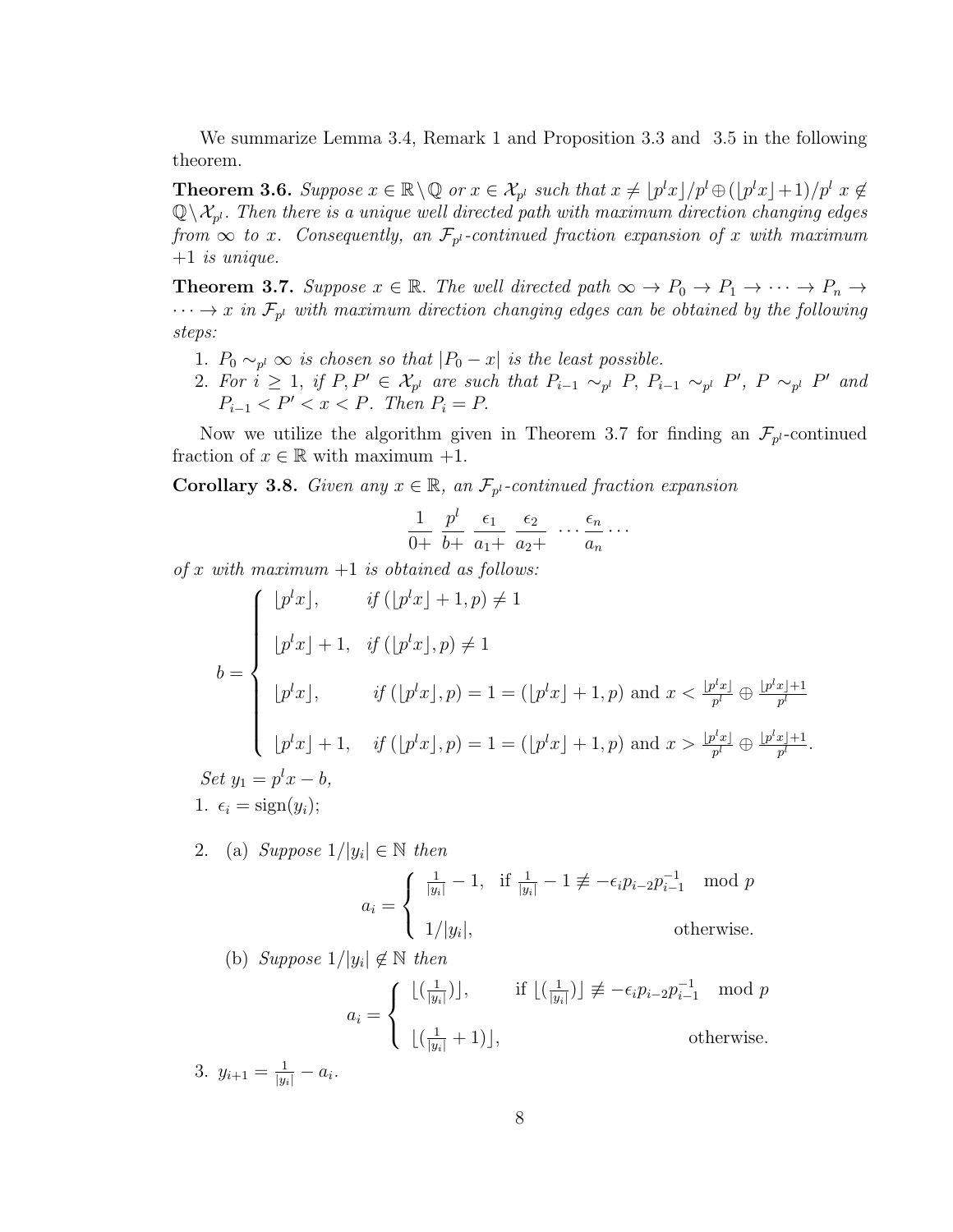We summarize Lemma 3.4, Remark 1 and Proposition 3.3 and 3.5 in the following theorem.

**Theorem 3.6.** *Suppose $x \in \mathbb{R} \setminus \mathbb{Q}$ or $x \in \mathcal{X}_{p^l}$ such that $x \neq \lfloor p^l x \rfloor / p^l \oplus (\lfloor p^l x \rfloor + 1)/p^l$ $x \notin \mathbb{Q} \setminus \mathcal{X}_{p^l}$. Then there is a unique well directed path with maximum direction changing edges from $\infty$ to $x$. Consequently, an $\mathcal{F}_{p^l}$-continued fraction expansion of $x$ with maximum $+1$ is unique.*

**Theorem 3.7.** *Suppose $x \in \mathbb{R}$. The well directed path $\infty \to P_0 \to P_1 \to \cdots \to P_n \to \cdots \to x$ in $\mathcal{F}_{p^l}$ with maximum direction changing edges can be obtained by the following steps:*

1. *$P_0 \sim_{p^l} \infty$ is chosen so that $|P_0 - x|$ is the least possible.*
2. *For $i \geq 1$, if $P, P' \in \mathcal{X}_{p^l}$ are such that $P_{i-1} \sim_{p^l} P$, $P_{i-1} \sim_{p^l} P'$, $P \sim_{p^l} P'$ and $P_{i-1} < P' < x < P$. Then $P_i = P$.*

Now we utilize the algorithm given in Theorem 3.7 for finding an $\mathcal{F}_{p^l}$-continued fraction of $x \in \mathbb{R}$ with maximum $+1$.

**Corollary 3.8.** *Given any $x \in \mathbb{R}$, an $\mathcal{F}_{p^l}$-continued fraction expansion*

$$\frac{1}{0+}\ \frac{p^l}{b+}\ \frac{\epsilon_1}{a_1+}\ \frac{\epsilon_2}{a_2+}\ \cdots \frac{\epsilon_n}{a_n} \cdots$$

*of $x$ with maximum $+1$ is obtained as follows:*

$$b = \begin{cases} \lfloor p^l x \rfloor, & \text{if } (\lfloor p^l x \rfloor + 1, p) \neq 1 \\[2ex] \lfloor p^l x \rfloor + 1, & \text{if } (\lfloor p^l x \rfloor, p) \neq 1 \\[2ex] \lfloor p^l x \rfloor, & \text{if } (\lfloor p^l x \rfloor, p) = 1 = (\lfloor p^l x \rfloor + 1, p) \text{ and } x < \frac{\lfloor p^l x \rfloor}{p^l} \oplus \frac{\lfloor p^l x \rfloor + 1}{p^l} \\[2ex] \lfloor p^l x \rfloor + 1, & \text{if } (\lfloor p^l x \rfloor, p) = 1 = (\lfloor p^l x \rfloor + 1, p) \text{ and } x > \frac{\lfloor p^l x \rfloor}{p^l} \oplus \frac{\lfloor p^l x \rfloor + 1}{p^l}. \end{cases}$$

*Set $y_1 = p^l x - b$,*

1. $\epsilon_i = \operatorname{sign}(y_i)$;
2. (a) *Suppose $1/|y_i| \in \mathbb{N}$ then*

   $$a_i = \begin{cases} \frac{1}{|y_i|} - 1, & \text{if } \frac{1}{|y_i|} - 1 \not\equiv -\epsilon_i p_{i-2} p_{i-1}^{-1} \mod p \\[2ex] 1/|y_i|, & \text{otherwise.} \end{cases}$$

   (b) *Suppose $1/|y_i| \notin \mathbb{N}$ then*

   $$a_i = \begin{cases} \lfloor (\frac{1}{|y_i|}) \rfloor, & \text{if } \lfloor (\frac{1}{|y_i|}) \rfloor \not\equiv -\epsilon_i p_{i-2} p_{i-1}^{-1} \mod p \\[2ex] \lfloor (\frac{1}{|y_i|} + 1) \rfloor, & \text{otherwise.} \end{cases}$$

3. $y_{i+1} = \frac{1}{|y_i|} - a_i$.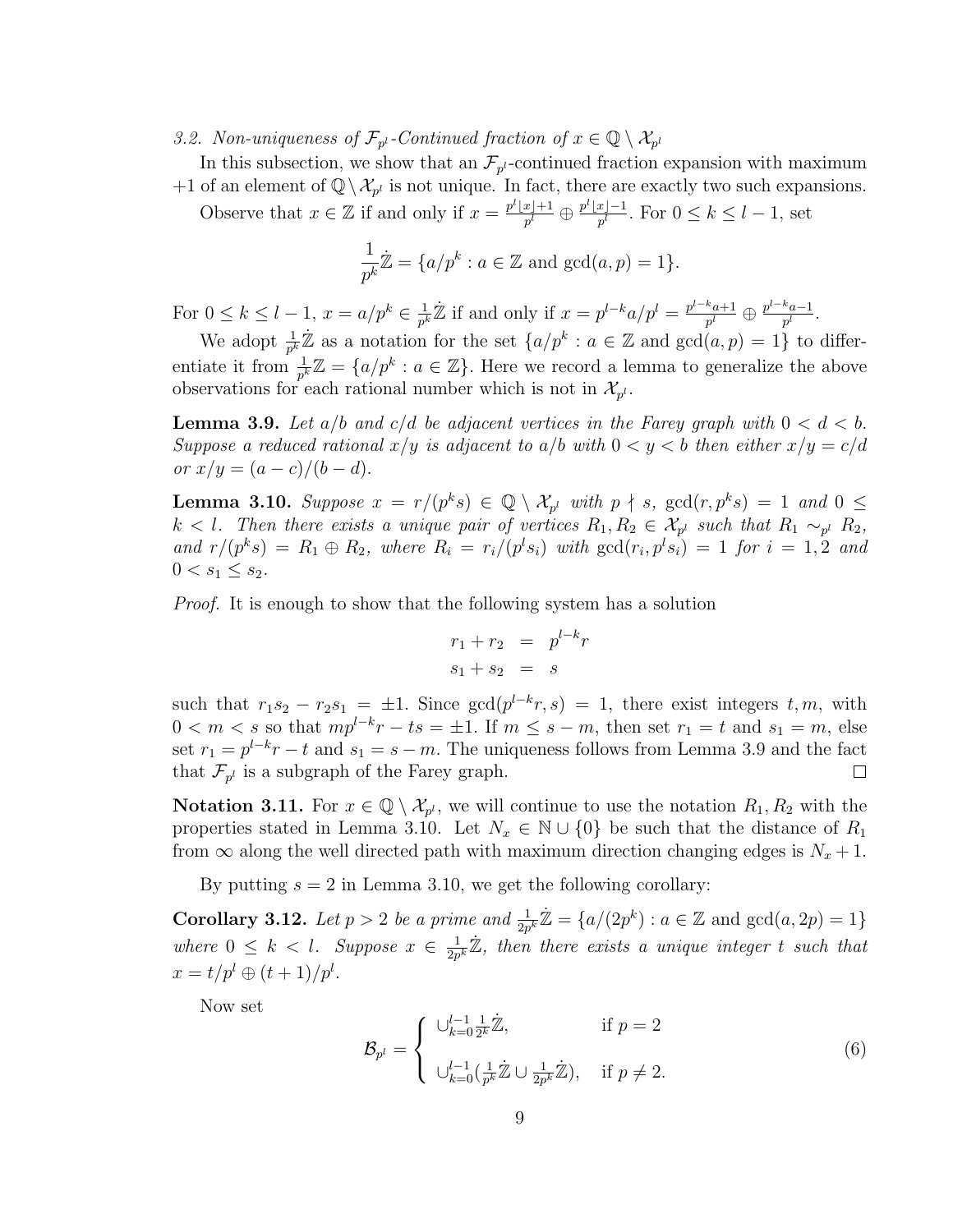### 3.2. Non-uniqueness of $\mathcal{F}_{p^l}$-Continued fraction of $x \in \mathbb{Q} \setminus \mathcal{X}_{p^l}$

In this subsection, we show that an $\mathcal{F}_{p^l}$-continued fraction expansion with maximum $+1$ of an element of $\mathbb{Q} \setminus \mathcal{X}_{p^l}$ is not unique. In fact, there are exactly two such expansions.

Observe that $x \in \mathbb{Z}$ if and only if $x = \frac{p^l \lfloor x \rfloor + 1}{p^l} \oplus \frac{p^l \lfloor x \rfloor - 1}{p^l}$. For $0 \leq k \leq l-1$, set

$$\frac{1}{p^k}\dot{\mathbb{Z}} = \{a/p^k : a \in \mathbb{Z} \text{ and } \gcd(a,p) = 1\}.$$

For $0 \leq k \leq l-1$, $x = a/p^k \in \frac{1}{p^k}\dot{\mathbb{Z}}$ if and only if $x = p^{l-k}a/p^l = \frac{p^{l-k}a+1}{p^l} \oplus \frac{p^{l-k}a-1}{p^l}$.

We adopt $\frac{1}{p^k}\dot{\mathbb{Z}}$ as a notation for the set $\{a/p^k : a \in \mathbb{Z} \text{ and } \gcd(a,p) = 1\}$ to differentiate it from $\frac{1}{p^k}\mathbb{Z} = \{a/p^k : a \in \mathbb{Z}\}$. Here we record a lemma to generalize the above observations for each rational number which is not in $\mathcal{X}_{p^l}$.

**Lemma 3.9.** *Let $a/b$ and $c/d$ be adjacent vertices in the Farey graph with $0 < d < b$. Suppose a reduced rational $x/y$ is adjacent to $a/b$ with $0 < y < b$ then either $x/y = c/d$ or $x/y = (a-c)/(b-d)$.*

**Lemma 3.10.** *Suppose $x = r/(p^k s) \in \mathbb{Q} \setminus \mathcal{X}_{p^l}$ with $p \nmid s$, $\gcd(r, p^k s) = 1$ and $0 \leq k < l$. Then there exists a unique pair of vertices $R_1, R_2 \in \mathcal{X}_{p^l}$ such that $R_1 \sim_{p^l} R_2$, and $r/(p^k s) = R_1 \oplus R_2$, where $R_i = r_i/(p^l s_i)$ with $\gcd(r_i, p^l s_i) = 1$ for $i = 1, 2$ and $0 < s_1 \leq s_2$.*

*Proof.* It is enough to show that the following system has a solution

$$\begin{aligned} r_1 + r_2 &= p^{l-k} r \\ s_1 + s_2 &= s \end{aligned}$$

such that $r_1 s_2 - r_2 s_1 = \pm 1$. Since $\gcd(p^{l-k}r, s) = 1$, there exist integers $t, m$, with $0 < m < s$ so that $mp^{l-k}r - ts = \pm 1$. If $m \leq s - m$, then set $r_1 = t$ and $s_1 = m$, else set $r_1 = p^{l-k}r - t$ and $s_1 = s - m$. The uniqueness follows from Lemma 3.9 and the fact that $\mathcal{F}_{p^l}$ is a subgraph of the Farey graph. $\square$

**Notation 3.11.** For $x \in \mathbb{Q} \setminus \mathcal{X}_{p^l}$, we will continue to use the notation $R_1, R_2$ with the properties stated in Lemma 3.10. Let $N_x \in \mathbb{N} \cup \{0\}$ be such that the distance of $R_1$ from $\infty$ along the well directed path with maximum direction changing edges is $N_x + 1$.

By putting $s = 2$ in Lemma 3.10, we get the following corollary:

**Corollary 3.12.** *Let $p > 2$ be a prime and $\frac{1}{2p^k}\dot{\mathbb{Z}} = \{a/(2p^k) : a \in \mathbb{Z} \text{ and } \gcd(a, 2p) = 1\}$ where $0 \leq k < l$. Suppose $x \in \frac{1}{2p^k}\dot{\mathbb{Z}}$, then there exists a unique integer $t$ such that $x = t/p^l \oplus (t+1)/p^l$.*

Now set

$$\mathcal{B}_{p^l} = \begin{cases} \cup_{k=0}^{l-1} \frac{1}{2^k}\dot{\mathbb{Z}}, & \text{if } p = 2 \\ \\ \cup_{k=0}^{l-1} \left(\frac{1}{p^k}\dot{\mathbb{Z}} \cup \frac{1}{2p^k}\dot{\mathbb{Z}}\right), & \text{if } p \neq 2. \end{cases} \tag{6}$$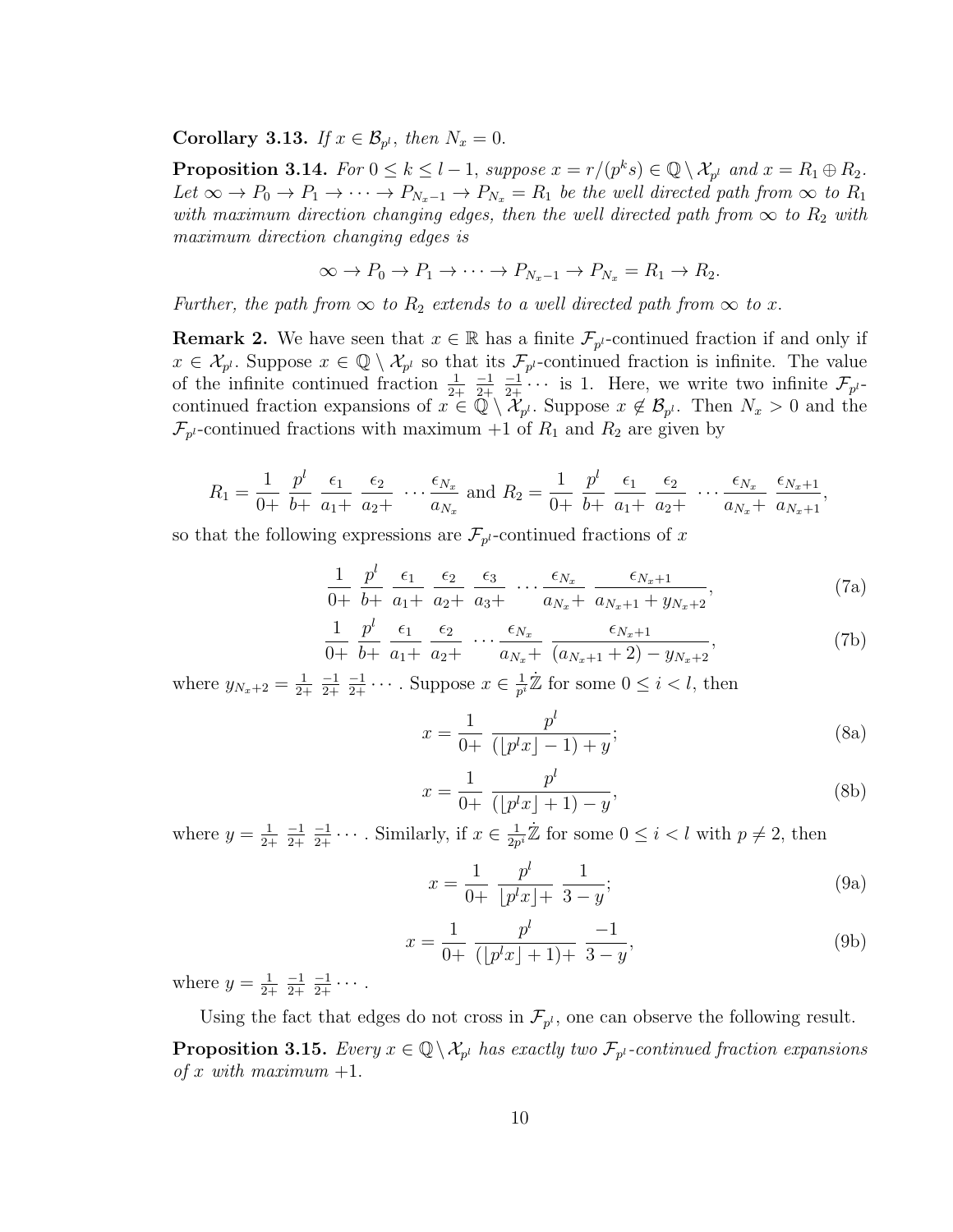**Corollary 3.13.** *If $x \in \mathcal{B}_{p^l}$, then $N_x = 0$.*

**Proposition 3.14.** *For $0 \leq k \leq l-1$, suppose $x = r/(p^k s) \in \mathbb{Q} \setminus \mathcal{X}_{p^l}$ and $x = R_1 \oplus R_2$. Let $\infty \to P_0 \to P_1 \to \cdots \to P_{N_x - 1} \to P_{N_x} = R_1$ be the well directed path from $\infty$ to $R_1$ with maximum direction changing edges, then the well directed path from $\infty$ to $R_2$ with maximum direction changing edges is*

$$\infty \to P_0 \to P_1 \to \cdots \to P_{N_x-1} \to P_{N_x} = R_1 \to R_2.$$

*Further, the path from $\infty$ to $R_2$ extends to a well directed path from $\infty$ to $x$.*

**Remark 2.** We have seen that $x \in \mathbb{R}$ has a finite $\mathcal{F}_{p^l}$-continued fraction if and only if $x \in \mathcal{X}_{p^l}$. Suppose $x \in \mathbb{Q} \setminus \mathcal{X}_{p^l}$ so that its $\mathcal{F}_{p^l}$-continued fraction is infinite. The value of the infinite continued fraction $\frac{1}{2+}\ \frac{-1}{2+}\ \frac{-1}{2+} \cdots$ is 1. Here, we write two infinite $\mathcal{F}_{p^l}$-continued fraction expansions of $x \in \mathbb{Q} \setminus \mathcal{X}_{p^l}$. Suppose $x \notin \mathcal{B}_{p^l}$. Then $N_x > 0$ and the $\mathcal{F}_{p^l}$-continued fractions with maximum $+1$ of $R_1$ and $R_2$ are given by

$$R_1 = \frac{1}{0+}\ \frac{p^l}{b+}\ \frac{\epsilon_1}{a_1+}\ \frac{\epsilon_2}{a_2+}\ \cdots \frac{\epsilon_{N_x}}{a_{N_x}} \text{ and } R_2 = \frac{1}{0+}\ \frac{p^l}{b+}\ \frac{\epsilon_1}{a_1+}\ \frac{\epsilon_2}{a_2+}\ \cdots \frac{\epsilon_{N_x}}{a_{N_x}+}\ \frac{\epsilon_{N_x+1}}{a_{N_x+1}},$$

so that the following expressions are $\mathcal{F}_{p^l}$-continued fractions of $x$

$$\frac{1}{0+}\ \frac{p^l}{b+}\ \frac{\epsilon_1}{a_1+}\ \frac{\epsilon_2}{a_2+}\ \frac{\epsilon_3}{a_3+}\ \cdots \frac{\epsilon_{N_x}}{a_{N_x}+}\ \frac{\epsilon_{N_x+1}}{a_{N_x+1} + y_{N_x+2}}, \tag{7a}$$

$$\frac{1}{0+}\ \frac{p^l}{b+}\ \frac{\epsilon_1}{a_1+}\ \frac{\epsilon_2}{a_2+}\ \cdots \frac{\epsilon_{N_x}}{a_{N_x}+}\ \frac{\epsilon_{N_x+1}}{(a_{N_x+1}+2) - y_{N_x+2}}, \tag{7b}$$

where $y_{N_x+2} = \frac{1}{2+}\ \frac{-1}{2+}\ \frac{-1}{2+} \cdots$. Suppose $x \in \frac{1}{p^i}\dot{\mathbb{Z}}$ for some $0 \leq i < l$, then

$$x = \frac{1}{0+}\ \frac{p^l}{(\lfloor p^l x \rfloor - 1) + y}; \tag{8a}$$

$$x = \frac{1}{0+}\ \frac{p^l}{(\lfloor p^l x \rfloor + 1) - y}, \tag{8b}$$

where $y = \frac{1}{2+}\ \frac{-1}{2+}\ \frac{-1}{2+} \cdots$. Similarly, if $x \in \frac{1}{2p^i}\dot{\mathbb{Z}}$ for some $0 \leq i < l$ with $p \neq 2$, then

$$x = \frac{1}{0+}\ \frac{p^l}{\lfloor p^l x \rfloor +}\ \frac{1}{3-y}; \tag{9a}$$

$$x = \frac{1}{0+}\ \frac{p^l}{(\lfloor p^l x \rfloor + 1)+}\ \frac{-1}{3-y}, \tag{9b}$$

where $y = \frac{1}{2+}\ \frac{-1}{2+}\ \frac{-1}{2+} \cdots$.

Using the fact that edges do not cross in $\mathcal{F}_{p^l}$, one can observe the following result.

**Proposition 3.15.** *Every $x \in \mathbb{Q} \setminus \mathcal{X}_{p^l}$ has exactly two $\mathcal{F}_{p^l}$-continued fraction expansions of $x$ with maximum $+1$.*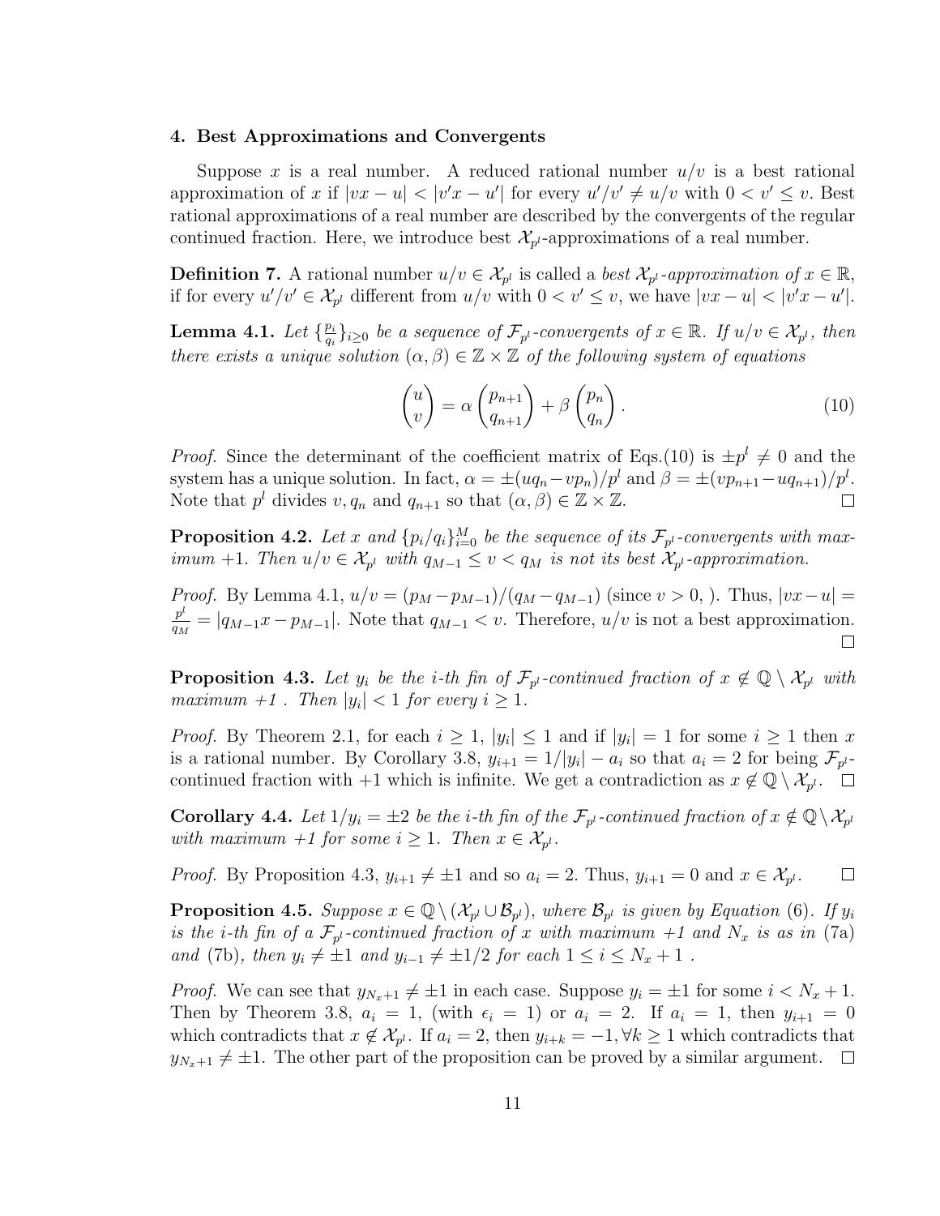#### 4. Best Approximations and Convergents

Suppose $x$ is a real number. A reduced rational number $u/v$ is a best rational approximation of $x$ if $|vx - u| < |v'x - u'|$ for every $u'/v' \neq u/v$ with $0 < v' \leq v$. Best rational approximations of a real number are described by the convergents of the regular continued fraction. Here, we introduce best $\mathcal{X}_{p^l}$-approximations of a real number.

**Definition 7.** A rational number $u/v \in \mathcal{X}_{p^l}$ is called a *best $\mathcal{X}_{p^l}$-approximation of $x \in \mathbb{R}$*, if for every $u'/v' \in \mathcal{X}_{p^l}$ different from $u/v$ with $0 < v' \leq v$, we have $|vx - u| < |v'x - u'|$.

**Lemma 4.1.** *Let $\{\frac{p_i}{q_i}\}_{i\geq 0}$ be a sequence of $\mathcal{F}_{p^l}$-convergents of $x \in \mathbb{R}$. If $u/v \in \mathcal{X}_{p^l}$, then there exists a unique solution $(\alpha, \beta) \in \mathbb{Z} \times \mathbb{Z}$ of the following system of equations*

$$\begin{pmatrix} u \\ v \end{pmatrix} = \alpha \begin{pmatrix} p_{n+1} \\ q_{n+1} \end{pmatrix} + \beta \begin{pmatrix} p_n \\ q_n \end{pmatrix}. \tag{10}$$

*Proof.* Since the determinant of the coefficient matrix of Eqs.(10) is $\pm p^l \neq 0$ and the system has a unique solution. In fact, $\alpha = \pm(uq_n - vp_n)/p^l$ and $\beta = \pm(vp_{n+1} - uq_{n+1})/p^l$. Note that $p^l$ divides $v, q_n$ and $q_{n+1}$ so that $(\alpha, \beta) \in \mathbb{Z} \times \mathbb{Z}$. □

**Proposition 4.2.** *Let $x$ and $\{p_i/q_i\}_{i=0}^{M}$ be the sequence of its $\mathcal{F}_{p^l}$-convergents with maximum $+1$. Then $u/v \in \mathcal{X}_{p^l}$ with $q_{M-1} \leq v < q_M$ is not its best $\mathcal{X}_{p^l}$-approximation.*

*Proof.* By Lemma 4.1, $u/v = (p_M - p_{M-1})/(q_M - q_{M-1})$ (since $v > 0$, ). Thus, $|vx - u| = \frac{p^l}{q_M} = |q_{M-1}x - p_{M-1}|$. Note that $q_{M-1} < v$. Therefore, $u/v$ is not a best approximation. □

**Proposition 4.3.** *Let $y_i$ be the $i$-th fin of $\mathcal{F}_{p^l}$-continued fraction of $x \notin \mathbb{Q} \setminus \mathcal{X}_{p^l}$ with maximum +1 . Then $|y_i| < 1$ for every $i \geq 1$.*

*Proof.* By Theorem 2.1, for each $i \geq 1$, $|y_i| \leq 1$ and if $|y_i| = 1$ for some $i \geq 1$ then $x$ is a rational number. By Corollary 3.8, $y_{i+1} = 1/|y_i| - a_i$ so that $a_i = 2$ for being $\mathcal{F}_{p^l}$-continued fraction with $+1$ which is infinite. We get a contradiction as $x \notin \mathbb{Q} \setminus \mathcal{X}_{p^l}$. □

**Corollary 4.4.** *Let $1/y_i = \pm 2$ be the $i$-th fin of the $\mathcal{F}_{p^l}$-continued fraction of $x \notin \mathbb{Q} \setminus \mathcal{X}_{p^l}$ with maximum +1 for some $i \geq 1$. Then $x \in \mathcal{X}_{p^l}$.*

*Proof.* By Proposition 4.3, $y_{i+1} \neq \pm 1$ and so $a_i = 2$. Thus, $y_{i+1} = 0$ and $x \in \mathcal{X}_{p^l}$. □

**Proposition 4.5.** *Suppose $x \in \mathbb{Q} \setminus (\mathcal{X}_{p^l} \cup \mathcal{B}_{p^l})$, where $\mathcal{B}_{p^l}$ is given by Equation (6). If $y_i$ is the $i$-th fin of a $\mathcal{F}_{p^l}$-continued fraction of $x$ with maximum +1 and $N_x$ is as in* (7a) *and* (7b), *then $y_i \neq \pm 1$ and $y_{i-1} \neq \pm 1/2$ for each $1 \leq i \leq N_x + 1$ .*

*Proof.* We can see that $y_{N_x+1} \neq \pm 1$ in each case. Suppose $y_i = \pm 1$ for some $i < N_x + 1$. Then by Theorem 3.8, $a_i = 1$, (with $\epsilon_i = 1$) or $a_i = 2$. If $a_i = 1$, then $y_{i+1} = 0$ which contradicts that $x \notin \mathcal{X}_{p^l}$. If $a_i = 2$, then $y_{i+k} = -1, \forall k \geq 1$ which contradicts that $y_{N_x+1} \neq \pm 1$. The other part of the proposition can be proved by a similar argument. □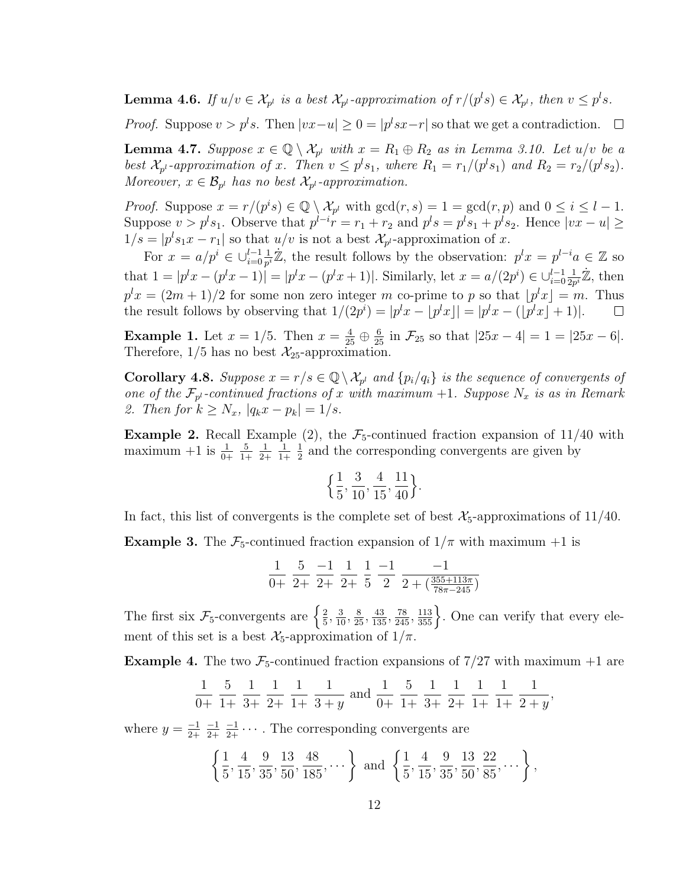**Lemma 4.6.** *If $u/v \in \mathcal{X}_{p^l}$ is a best $\mathcal{X}_{p^l}$-approximation of $r/(p^l s) \in \mathcal{X}_{p^l}$, then $v \leq p^l s$.*

*Proof.* Suppose $v > p^l s$. Then $|vx - u| \geq 0 = |p^l sx - r|$ so that we get a contradiction. $\square$

**Lemma 4.7.** *Suppose $x \in \mathbb{Q} \setminus \mathcal{X}_{p^l}$ with $x = R_1 \oplus R_2$ as in Lemma 3.10. Let $u/v$ be a best $\mathcal{X}_{p^l}$-approximation of $x$. Then $v \leq p^l s_1$, where $R_1 = r_1/(p^l s_1)$ and $R_2 = r_2/(p^l s_2)$. Moreover, $x \in \mathcal{B}_{p^l}$ has no best $\mathcal{X}_{p^l}$-approximation.*

*Proof.* Suppose $x = r/(p^i s) \in \mathbb{Q} \setminus \mathcal{X}_{p^l}$ with $\gcd(r, s) = 1 = \gcd(r, p)$ and $0 \leq i \leq l - 1$. Suppose $v > p^l s_1$. Observe that $p^{l-i} r = r_1 + r_2$ and $p^l s = p^l s_1 + p^l s_2$. Hence $|vx - u| \geq 1/s = |p^l s_1 x - r_1|$ so that $u/v$ is not a best $\mathcal{X}_{p^l}$-approximation of $x$.

For $x = a/p^i \in \cup_{i=0}^{l-1} \frac{1}{p^i} \dot{\mathbb{Z}}$, the result follows by the observation: $p^l x = p^{l-i} a \in \mathbb{Z}$ so that $1 = |p^l x - (p^l x - 1)| = |p^l x - (p^l x + 1)|$. Similarly, let $x = a/(2p^i) \in \cup_{i=0}^{l-1} \frac{1}{2p^i} \dot{\mathbb{Z}}$, then $p^l x = (2m + 1)/2$ for some non zero integer $m$ co-prime to $p$ so that $\lfloor p^l x \rfloor = m$. Thus the result follows by observing that $1/(2p^i) = |p^l x - \lfloor p^l x \rfloor| = |p^l x - (\lfloor p^l x \rfloor + 1)|$. $\square$

**Example 1.** Let $x = 1/5$. Then $x = \frac{4}{25} \oplus \frac{6}{25}$ in $\mathcal{F}_{25}$ so that $|25x - 4| = 1 = |25x - 6|$. Therefore, $1/5$ has no best $\mathcal{X}_{25}$-approximation.

**Corollary 4.8.** *Suppose $x = r/s \in \mathbb{Q} \setminus \mathcal{X}_{p^l}$ and $\{p_i/q_i\}$ is the sequence of convergents of one of the $\mathcal{F}_{p^l}$-continued fractions of $x$ with maximum $+1$. Suppose $N_x$ is as in Remark 2. Then for $k \geq N_x$, $|q_k x - p_k| = 1/s$.*

**Example 2.** Recall Example (2), the $\mathcal{F}_5$-continued fraction expansion of $11/40$ with maximum $+1$ is $\frac{1}{0+} \frac{5}{1+} \frac{1}{2+} \frac{1}{1+} \frac{1}{2}$ and the corresponding convergents are given by

$$\left\{ \frac{1}{5}, \frac{3}{10}, \frac{4}{15}, \frac{11}{40} \right\}.$$

In fact, this list of convergents is the complete set of best $\mathcal{X}_5$-approximations of $11/40$.

**Example 3.** The $\mathcal{F}_5$-continued fraction expansion of $1/\pi$ with maximum $+1$ is

$$\frac{1}{0+} \frac{5}{2+} \frac{-1}{2+} \frac{1}{2+} \frac{1}{5} \frac{-1}{2} \frac{-1}{2 + (\frac{355+113\pi}{78\pi - 245})}$$

The first six $\mathcal{F}_5$-convergents are $\left\{ \frac{2}{5}, \frac{3}{10}, \frac{8}{25}, \frac{43}{135}, \frac{78}{245}, \frac{113}{355} \right\}$. One can verify that every element of this set is a best $\mathcal{X}_5$-approximation of $1/\pi$.

**Example 4.** The two $\mathcal{F}_5$-continued fraction expansions of $7/27$ with maximum $+1$ are

$$\frac{1}{0+} \frac{5}{1+} \frac{1}{3+} \frac{1}{2+} \frac{1}{1+} \frac{1}{3 + y} \text{ and } \frac{1}{0+} \frac{5}{1+} \frac{1}{3+} \frac{1}{2+} \frac{1}{1+} \frac{1}{1+} \frac{1}{2 + y},$$

where $y = \frac{-1}{2+} \frac{-1}{2+} \frac{-1}{2+} \cdots$. The corresponding convergents are

$$\left\{ \frac{1}{5}, \frac{4}{15}, \frac{9}{35}, \frac{13}{50}, \frac{48}{185}, \cdots \right\} \text{ and } \left\{ \frac{1}{5}, \frac{4}{15}, \frac{9}{35}, \frac{13}{50}, \frac{22}{85}, \cdots \right\},$$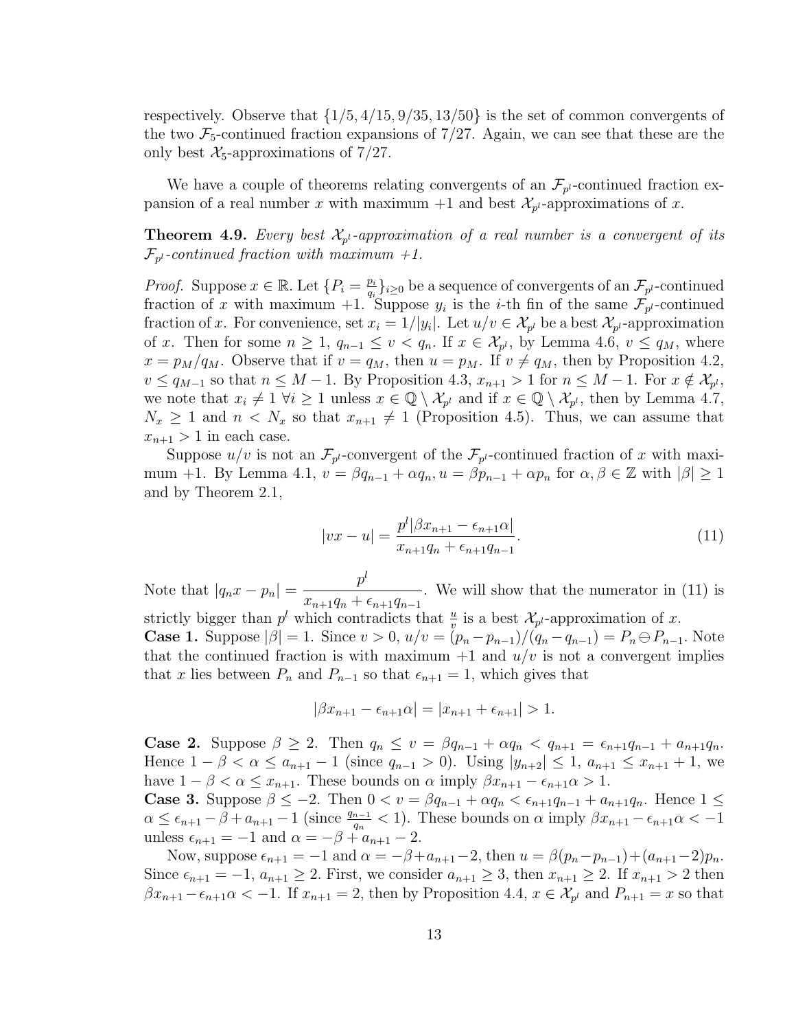respectively. Observe that $\{1/5, 4/15, 9/35, 13/50\}$ is the set of common convergents of the two $\mathcal{F}_5$-continued fraction expansions of $7/27$. Again, we can see that these are the only best $\mathcal{X}_5$-approximations of $7/27$.

We have a couple of theorems relating convergents of an $\mathcal{F}_{p^l}$-continued fraction expansion of a real number $x$ with maximum $+1$ and best $\mathcal{X}_{p^l}$-approximations of $x$.

**Theorem 4.9.** *Every best $\mathcal{X}_{p^l}$-approximation of a real number is a convergent of its $\mathcal{F}_{p^l}$-continued fraction with maximum $+1$.*

*Proof.* Suppose $x \in \mathbb{R}$. Let $\{P_i = \frac{p_i}{q_i}\}_{i \geq 0}$ be a sequence of convergents of an $\mathcal{F}_{p^l}$-continued fraction of $x$ with maximum $+1$. Suppose $y_i$ is the $i$-th fin of the same $\mathcal{F}_{p^l}$-continued fraction of $x$. For convenience, set $x_i = 1/|y_i|$. Let $u/v \in \mathcal{X}_{p^l}$ be a best $\mathcal{X}_{p^l}$-approximation of $x$. Then for some $n \geq 1$, $q_{n-1} \leq v < q_n$. If $x \in \mathcal{X}_{p^l}$, by Lemma 4.6, $v \leq q_M$, where $x = p_M/q_M$. Observe that if $v = q_M$, then $u = p_M$. If $v \neq q_M$, then by Proposition 4.2, $v \leq q_{M-1}$ so that $n \leq M-1$. By Proposition 4.3, $x_{n+1} > 1$ for $n \leq M-1$. For $x \notin \mathcal{X}_{p^l}$, we note that $x_i \neq 1 \; \forall i \geq 1$ unless $x \in \mathbb{Q} \setminus \mathcal{X}_{p^l}$ and if $x \in \mathbb{Q} \setminus \mathcal{X}_{p^l}$, then by Lemma 4.7, $N_x \geq 1$ and $n < N_x$ so that $x_{n+1} \neq 1$ (Proposition 4.5). Thus, we can assume that $x_{n+1} > 1$ in each case.

Suppose $u/v$ is not an $\mathcal{F}_{p^l}$-convergent of the $\mathcal{F}_{p^l}$-continued fraction of $x$ with maximum $+1$. By Lemma 4.1, $v = \beta q_{n-1} + \alpha q_n$, $u = \beta p_{n-1} + \alpha p_n$ for $\alpha, \beta \in \mathbb{Z}$ with $|\beta| \geq 1$ and by Theorem 2.1,

$$|vx - u| = \frac{p^l|\beta x_{n+1} - \epsilon_{n+1}\alpha|}{x_{n+1}q_n + \epsilon_{n+1}q_{n-1}}. \tag{11}$$

Note that $|q_n x - p_n| = \dfrac{p^l}{x_{n+1}q_n + \epsilon_{n+1}q_{n-1}}$. We will show that the numerator in (11) is strictly bigger than $p^l$ which contradicts that $\frac{u}{v}$ is a best $\mathcal{X}_{p^l}$-approximation of $x$.

**Case 1.** Suppose $|\beta| = 1$. Since $v > 0$, $u/v = (p_n - p_{n-1})/(q_n - q_{n-1}) = P_n \ominus P_{n-1}$. Note that the continued fraction is with maximum $+1$ and $u/v$ is not a convergent implies that $x$ lies between $P_n$ and $P_{n-1}$ so that $\epsilon_{n+1} = 1$, which gives that

$$|\beta x_{n+1} - \epsilon_{n+1}\alpha| = |x_{n+1} + \epsilon_{n+1}| > 1.$$

**Case 2.** Suppose $\beta \geq 2$. Then $q_n \leq v = \beta q_{n-1} + \alpha q_n < q_{n+1} = \epsilon_{n+1}q_{n-1} + a_{n+1}q_n$. Hence $1 - \beta < \alpha \leq a_{n+1} - 1$ (since $q_{n-1} > 0$). Using $|y_{n+2}| \leq 1$, $a_{n+1} \leq x_{n+1} + 1$, we have $1 - \beta < \alpha \leq x_{n+1}$. These bounds on $\alpha$ imply $\beta x_{n+1} - \epsilon_{n+1}\alpha > 1$.

**Case 3.** Suppose $\beta \leq -2$. Then $0 < v = \beta q_{n-1} + \alpha q_n < \epsilon_{n+1}q_{n-1} + a_{n+1}q_n$. Hence $1 \leq \alpha \leq \epsilon_{n+1} - \beta + a_{n+1} - 1$ (since $\frac{q_{n-1}}{q_n} < 1$). These bounds on $\alpha$ imply $\beta x_{n+1} - \epsilon_{n+1}\alpha < -1$ unless $\epsilon_{n+1} = -1$ and $\alpha = -\beta + a_{n+1} - 2$.

Now, suppose $\epsilon_{n+1} = -1$ and $\alpha = -\beta + a_{n+1} - 2$, then $u = \beta(p_n - p_{n-1}) + (a_{n+1} - 2)p_n$. Since $\epsilon_{n+1} = -1$, $a_{n+1} \geq 2$. First, we consider $a_{n+1} \geq 3$, then $x_{n+1} \geq 2$. If $x_{n+1} > 2$ then $\beta x_{n+1} - \epsilon_{n+1}\alpha < -1$. If $x_{n+1} = 2$, then by Proposition 4.4, $x \in \mathcal{X}_{p^l}$ and $P_{n+1} = x$ so that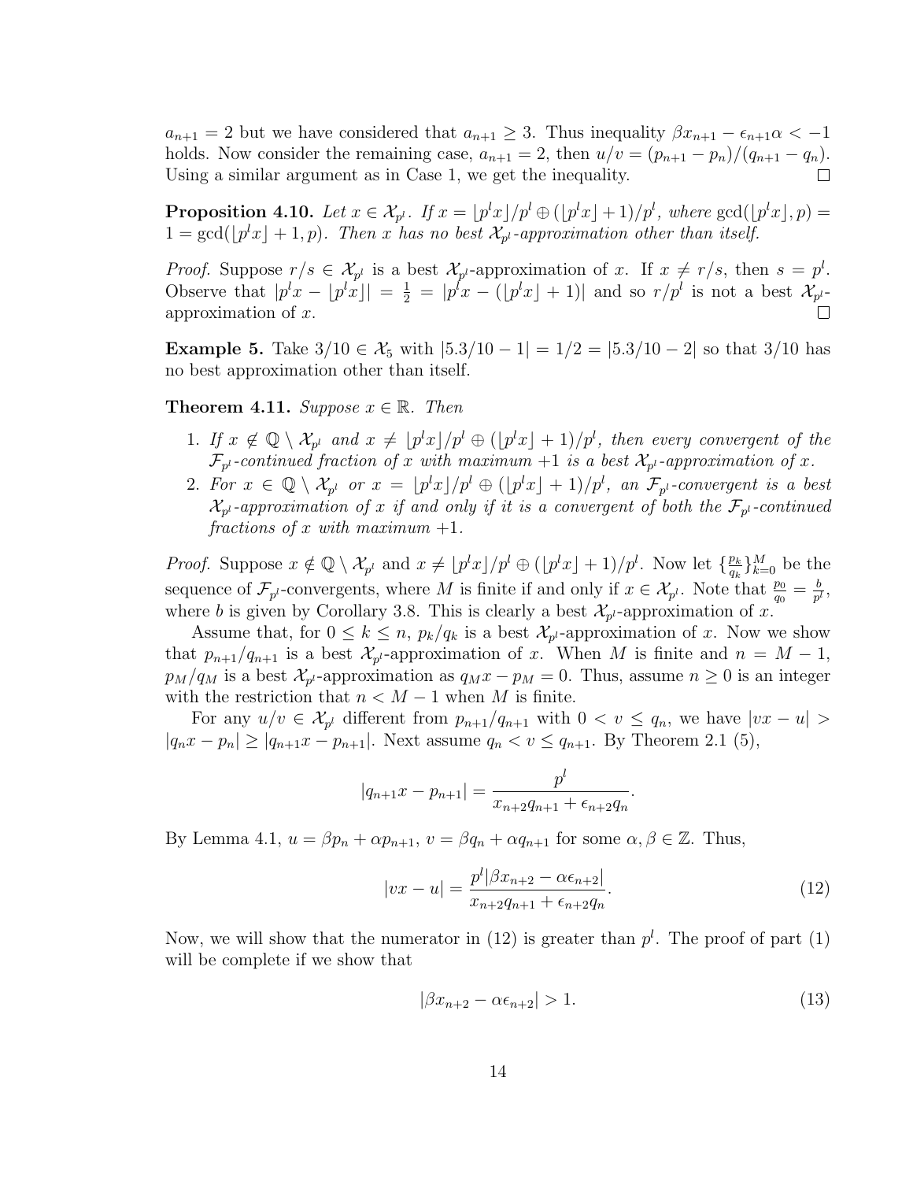$a_{n+1} = 2$ but we have considered that $a_{n+1} \geq 3$. Thus inequality $\beta x_{n+1} - \epsilon_{n+1}\alpha < -1$ holds. Now consider the remaining case, $a_{n+1} = 2$, then $u/v = (p_{n+1} - p_n)/(q_{n+1} - q_n)$. Using a similar argument as in Case 1, we get the inequality. $\square$

**Proposition 4.10.** *Let $x \in \mathcal{X}_{p^l}$. If $x = \lfloor p^l x \rfloor / p^l \oplus (\lfloor p^l x \rfloor + 1)/p^l$, where $\gcd(\lfloor p^l x \rfloor, p) = 1 = \gcd(\lfloor p^l x \rfloor + 1, p)$. Then $x$ has no best $\mathcal{X}_{p^l}$-approximation other than itself.*

*Proof.* Suppose $r/s \in \mathcal{X}_{p^l}$ is a best $\mathcal{X}_{p^l}$-approximation of $x$. If $x \neq r/s$, then $s = p^l$. Observe that $|p^l x - \lfloor p^l x \rfloor| = \frac{1}{2} = |p^l x - (\lfloor p^l x \rfloor + 1)|$ and so $r/p^l$ is not a best $\mathcal{X}_{p^l}$-approximation of $x$. $\square$

**Example 5.** Take $3/10 \in \mathcal{X}_5$ with $|5.3/10 - 1| = 1/2 = |5.3/10 - 2|$ so that $3/10$ has no best approximation other than itself.

**Theorem 4.11.** *Suppose $x \in \mathbb{R}$. Then*

1. *If $x \notin \mathbb{Q} \setminus \mathcal{X}_{p^l}$ and $x \neq \lfloor p^l x \rfloor / p^l \oplus (\lfloor p^l x \rfloor + 1)/p^l$, then every convergent of the $\mathcal{F}_{p^l}$-continued fraction of $x$ with maximum $+1$ is a best $\mathcal{X}_{p^l}$-approximation of $x$.*
2. *For $x \in \mathbb{Q} \setminus \mathcal{X}_{p^l}$ or $x = \lfloor p^l x \rfloor / p^l \oplus (\lfloor p^l x \rfloor + 1)/p^l$, an $\mathcal{F}_{p^l}$-convergent is a best $\mathcal{X}_{p^l}$-approximation of $x$ if and only if it is a convergent of both the $\mathcal{F}_{p^l}$-continued fractions of $x$ with maximum $+1$.*

*Proof.* Suppose $x \notin \mathbb{Q} \setminus \mathcal{X}_{p^l}$ and $x \neq \lfloor p^l x \rfloor / p^l \oplus (\lfloor p^l x \rfloor + 1)/p^l$. Now let $\{\frac{p_k}{q_k}\}_{k=0}^{M}$ be the sequence of $\mathcal{F}_{p^l}$-convergents, where $M$ is finite if and only if $x \in \mathcal{X}_{p^l}$. Note that $\frac{p_0}{q_0} = \frac{b}{p^l}$, where $b$ is given by Corollary 3.8. This is clearly a best $\mathcal{X}_{p^l}$-approximation of $x$.

Assume that, for $0 \leq k \leq n$, $p_k/q_k$ is a best $\mathcal{X}_{p^l}$-approximation of $x$. Now we show that $p_{n+1}/q_{n+1}$ is a best $\mathcal{X}_{p^l}$-approximation of $x$. When $M$ is finite and $n = M - 1$, $p_M/q_M$ is a best $\mathcal{X}_{p^l}$-approximation as $q_M x - p_M = 0$. Thus, assume $n \geq 0$ is an integer with the restriction that $n < M - 1$ when $M$ is finite.

For any $u/v \in \mathcal{X}_{p^l}$ different from $p_{n+1}/q_{n+1}$ with $0 < v \leq q_n$, we have $|vx - u| > |q_n x - p_n| \geq |q_{n+1} x - p_{n+1}|$. Next assume $q_n < v \leq q_{n+1}$. By Theorem 2.1 (5),

$$|q_{n+1} x - p_{n+1}| = \frac{p^l}{x_{n+2} q_{n+1} + \epsilon_{n+2} q_n}.$$

By Lemma 4.1, $u = \beta p_n + \alpha p_{n+1}$, $v = \beta q_n + \alpha q_{n+1}$ for some $\alpha, \beta \in \mathbb{Z}$. Thus,

$$|vx - u| = \frac{p^l |\beta x_{n+2} - \alpha \epsilon_{n+2}|}{x_{n+2} q_{n+1} + \epsilon_{n+2} q_n}. \tag{12}$$

Now, we will show that the numerator in (12) is greater than $p^l$. The proof of part (1) will be complete if we show that

$$|\beta x_{n+2} - \alpha \epsilon_{n+2}| > 1. \tag{13}$$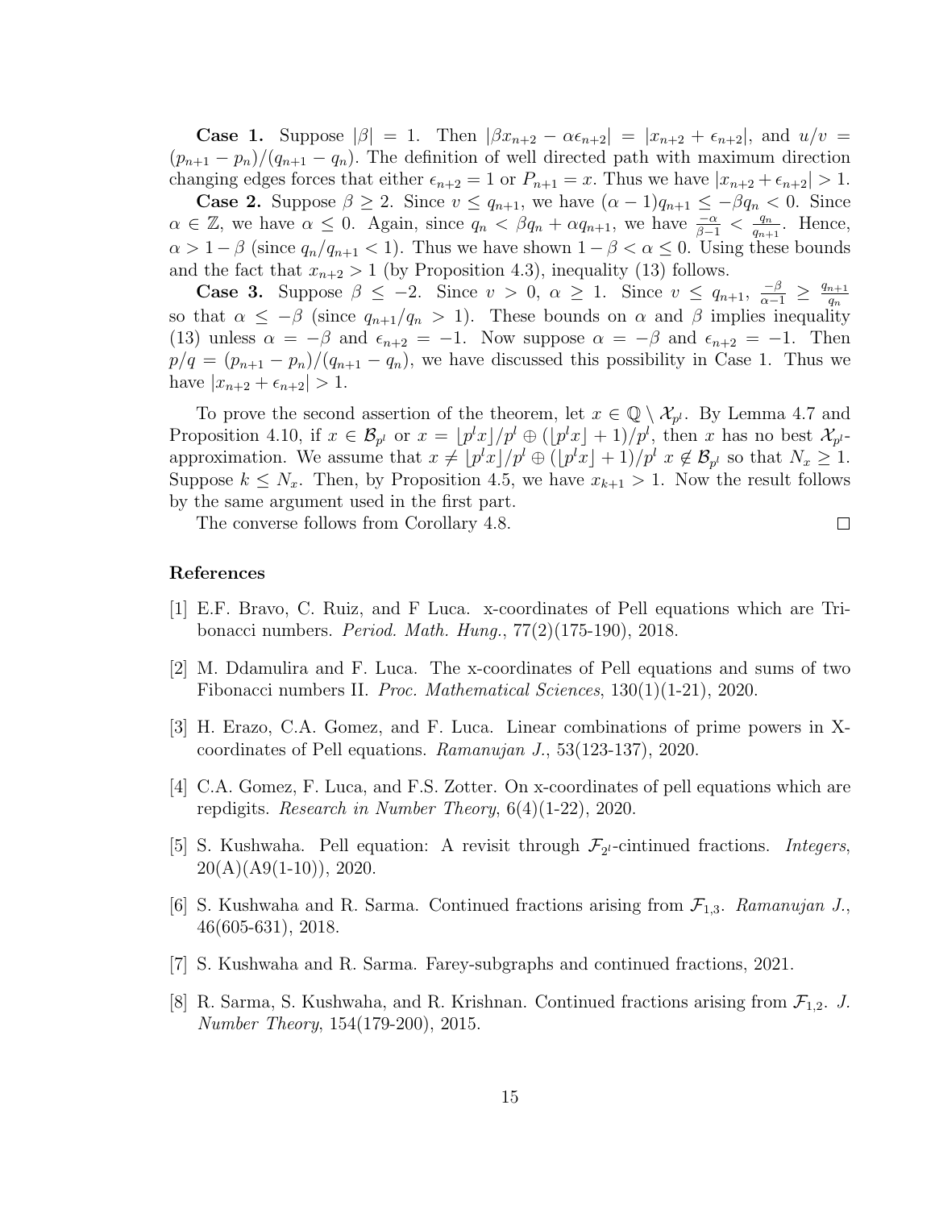**Case 1.** Suppose $|\beta| = 1$. Then $|\beta x_{n+2} - \alpha\epsilon_{n+2}| = |x_{n+2} + \epsilon_{n+2}|$, and $u/v = (p_{n+1} - p_n)/(q_{n+1} - q_n)$. The definition of well directed path with maximum direction changing edges forces that either $\epsilon_{n+2} = 1$ or $P_{n+1} = x$. Thus we have $|x_{n+2} + \epsilon_{n+2}| > 1$.

**Case 2.** Suppose $\beta \geq 2$. Since $v \leq q_{n+1}$, we have $(\alpha - 1)q_{n+1} \leq -\beta q_n < 0$. Since $\alpha \in \mathbb{Z}$, we have $\alpha \leq 0$. Again, since $q_n < \beta q_n + \alpha q_{n+1}$, we have $\frac{-\alpha}{\beta-1} < \frac{q_n}{q_{n+1}}$. Hence, $\alpha > 1 - \beta$ (since $q_n/q_{n+1} < 1$). Thus we have shown $1 - \beta < \alpha \leq 0$. Using these bounds and the fact that $x_{n+2} > 1$ (by Proposition 4.3), inequality (13) follows.

**Case 3.** Suppose $\beta \leq -2$. Since $v > 0$, $\alpha \geq 1$. Since $v \leq q_{n+1}$, $\frac{-\beta}{\alpha-1} \geq \frac{q_{n+1}}{q_n}$ so that $\alpha \leq -\beta$ (since $q_{n+1}/q_n > 1$). These bounds on $\alpha$ and $\beta$ implies inequality (13) unless $\alpha = -\beta$ and $\epsilon_{n+2} = -1$. Now suppose $\alpha = -\beta$ and $\epsilon_{n+2} = -1$. Then $p/q = (p_{n+1} - p_n)/(q_{n+1} - q_n)$, we have discussed this possibility in Case 1. Thus we have $|x_{n+2} + \epsilon_{n+2}| > 1$.

To prove the second assertion of the theorem, let $x \in \mathbb{Q} \setminus \mathcal{X}_{p^l}$. By Lemma 4.7 and Proposition 4.10, if $x \in \mathcal{B}_{p^l}$ or $x = \lfloor p^l x \rfloor / p^l \oplus (\lfloor p^l x \rfloor + 1)/p^l$, then $x$ has no best $\mathcal{X}_{p^l}$-approximation. We assume that $x \neq \lfloor p^l x \rfloor / p^l \oplus (\lfloor p^l x \rfloor + 1)/p^l$ $x \notin \mathcal{B}_{p^l}$ so that $N_x \geq 1$. Suppose $k \leq N_x$. Then, by Proposition 4.5, we have $x_{k+1} > 1$. Now the result follows by the same argument used in the first part.

The converse follows from Corollary 4.8. $\square$

## References

[1] E.F. Bravo, C. Ruiz, and F Luca. x-coordinates of Pell equations which are Tribonacci numbers. *Period. Math. Hung.*, 77(2)(175-190), 2018.

[2] M. Ddamulira and F. Luca. The x-coordinates of Pell equations and sums of two Fibonacci numbers II. *Proc. Mathematical Sciences*, 130(1)(1-21), 2020.

[3] H. Erazo, C.A. Gomez, and F. Luca. Linear combinations of prime powers in X-coordinates of Pell equations. *Ramanujan J.*, 53(123-137), 2020.

[4] C.A. Gomez, F. Luca, and F.S. Zotter. On x-coordinates of pell equations which are repdigits. *Research in Number Theory*, 6(4)(1-22), 2020.

[5] S. Kushwaha. Pell equation: A revisit through $\mathcal{F}_{2^l}$-cintinued fractions. *Integers*, 20(A)(A9(1-10)), 2020.

[6] S. Kushwaha and R. Sarma. Continued fractions arising from $\mathcal{F}_{1,3}$. *Ramanujan J.*, 46(605-631), 2018.

[7] S. Kushwaha and R. Sarma. Farey-subgraphs and continued fractions, 2021.

[8] R. Sarma, S. Kushwaha, and R. Krishnan. Continued fractions arising from $\mathcal{F}_{1,2}$. *J. Number Theory*, 154(179-200), 2015.